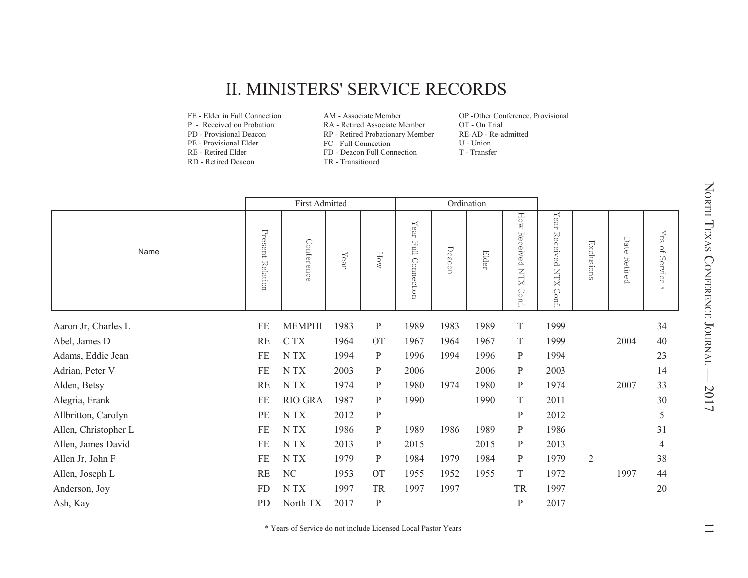# II. MINISTERS' SERVICE RECORDS

FE - Elder in Full Connection
P - Received on Probation
PD - Provisional Deacon
PE - Provisional Elder
RE - Retired Elder
RD - Retired Deacon

AM - Associate Member
RA - Retired Associate Member
RP - Retired Probationary Member
FC - Full Connection
FD - Deacon Full Connection
TR - Transitioned

OP -Other Conference, Provisional
OT - On Trial
RE-AD - Re-admitted
U - Union
T - Transfer

| | | First Admitted | | | Ordination | | | | | | | |
|---|---|---|---|---|---|---|---|---|---|---|---|---|
| Name | Present Relation | Conference | Year | How | Year Full Connection | Deacon | Elder | How Received NTX Conf. | Year Received NTX Conf. | Exclusions | Date Retired | Yrs of Service * |
| Aaron Jr, Charles L | FE | MEMPHI | 1983 | P | 1989 | 1983 | 1989 | T | 1999 | | | 34 |
| Abel, James D | RE | C TX | 1964 | OT | 1967 | 1964 | 1967 | T | 1999 | | 2004 | 40 |
| Adams, Eddie Jean | FE | N TX | 1994 | P | 1996 | 1994 | 1996 | P | 1994 | | | 23 |
| Adrian, Peter V | FE | N TX | 2003 | P | 2006 | | 2006 | P | 2003 | | | 14 |
| Alden, Betsy | RE | N TX | 1974 | P | 1980 | 1974 | 1980 | P | 1974 | | 2007 | 33 |
| Alegria, Frank | FE | RIO GRA | 1987 | P | 1990 | | 1990 | T | 2011 | | | 30 |
| Allbritton, Carolyn | PE | N TX | 2012 | P | | | | P | 2012 | | | 5 |
| Allen, Christopher L | FE | N TX | 1986 | P | 1989 | 1986 | 1989 | P | 1986 | | | 31 |
| Allen, James David | FE | N TX | 2013 | P | 2015 | | 2015 | P | 2013 | | | 4 |
| Allen Jr, John F | FE | N TX | 1979 | P | 1984 | 1979 | 1984 | P | 1979 | 2 | | 38 |
| Allen, Joseph L | RE | NC | 1953 | OT | 1955 | 1952 | 1955 | T | 1972 | | 1997 | 44 |
| Anderson, Joy | FD | N TX | 1997 | TR | 1997 | 1997 | | TR | 1997 | | | 20 |
| Ash, Kay | PD | North TX | 2017 | P | | | | P | 2017 | | | |

\* Years of Service do not include Licensed Local Pastor Years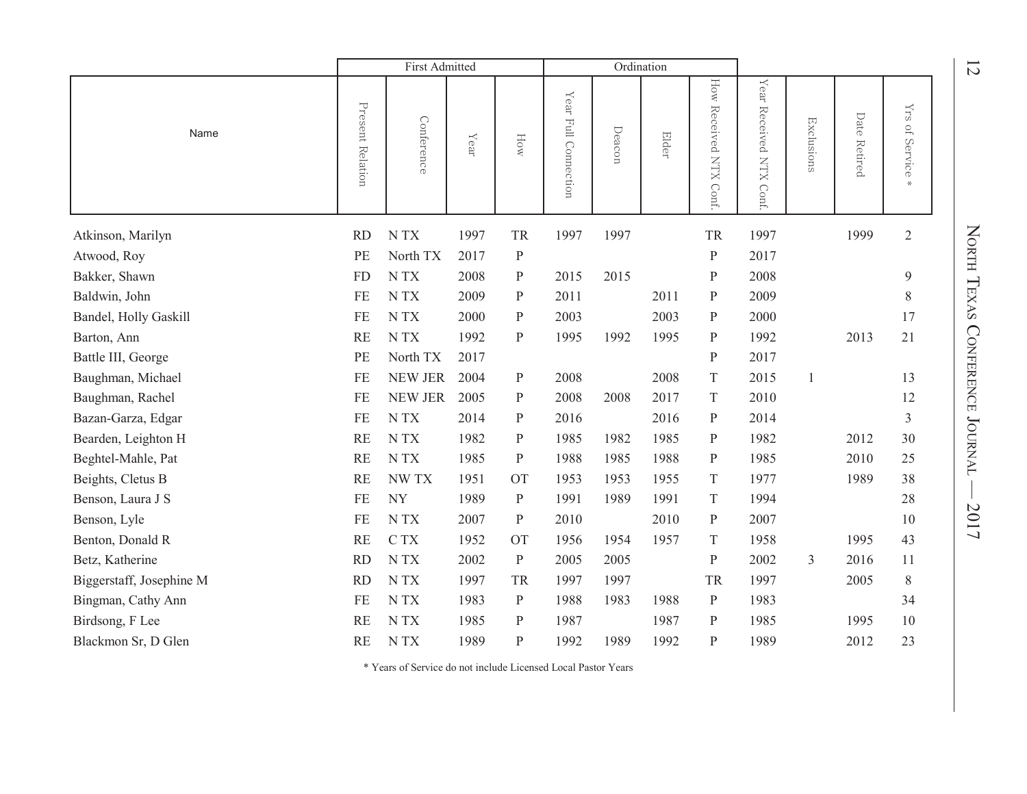| Name | First Admitted | | | | Ordination | | | | | | | |
|---|---|---|---|---|---|---|---|---|---|---|---|---|
| | Present Relation | Conference | Year | How | Year Full Connection | Deacon | Elder | How Received NTX Conf. | Year Received NTX Conf. | Exclusions | Date Retired | Yrs of Service * |
| Atkinson, Marilyn | RD | N TX | 1997 | TR | 1997 | 1997 | | TR | 1997 | | 1999 | 2 |
| Atwood, Roy | PE | North TX | 2017 | P | | | | P | 2017 | | | |
| Bakker, Shawn | FD | N TX | 2008 | P | 2015 | 2015 | | P | 2008 | | | 9 |
| Baldwin, John | FE | N TX | 2009 | P | 2011 | | 2011 | P | 2009 | | | 8 |
| Bandel, Holly Gaskill | FE | N TX | 2000 | P | 2003 | | 2003 | P | 2000 | | | 17 |
| Barton, Ann | RE | N TX | 1992 | P | 1995 | 1992 | 1995 | P | 1992 | | 2013 | 21 |
| Battle III, George | PE | North TX | 2017 | | | | | P | 2017 | | | |
| Baughman, Michael | FE | NEW JER | 2004 | P | 2008 | | 2008 | T | 2015 | 1 | | 13 |
| Baughman, Rachel | FE | NEW JER | 2005 | P | 2008 | 2008 | 2017 | T | 2010 | | | 12 |
| Bazan-Garza, Edgar | FE | N TX | 2014 | P | 2016 | | 2016 | P | 2014 | | | 3 |
| Bearden, Leighton H | RE | N TX | 1982 | P | 1985 | 1982 | 1985 | P | 1982 | | 2012 | 30 |
| Beghtel-Mahle, Pat | RE | N TX | 1985 | P | 1988 | 1985 | 1988 | P | 1985 | | 2010 | 25 |
| Beights, Cletus B | RE | NW TX | 1951 | OT | 1953 | 1953 | 1955 | T | 1977 | | 1989 | 38 |
| Benson, Laura J S | FE | NY | 1989 | P | 1991 | 1989 | 1991 | T | 1994 | | | 28 |
| Benson, Lyle | FE | N TX | 2007 | P | 2010 | | 2010 | P | 2007 | | | 10 |
| Benton, Donald R | RE | C TX | 1952 | OT | 1956 | 1954 | 1957 | T | 1958 | | 1995 | 43 |
| Betz, Katherine | RD | N TX | 2002 | P | 2005 | 2005 | | P | 2002 | 3 | 2016 | 11 |
| Biggerstaff, Josephine M | RD | N TX | 1997 | TR | 1997 | 1997 | | TR | 1997 | | 2005 | 8 |
| Bingman, Cathy Ann | FE | N TX | 1983 | P | 1988 | 1983 | 1988 | P | 1983 | | | 34 |
| Birdsong, F Lee | RE | N TX | 1985 | P | 1987 | | 1987 | P | 1985 | | 1995 | 10 |
| Blackmon Sr, D Glen | RE | N TX | 1989 | P | 1992 | 1989 | 1992 | P | 1989 | | 2012 | 23 |

\* Years of Service do not include Licensed Local Pastor Years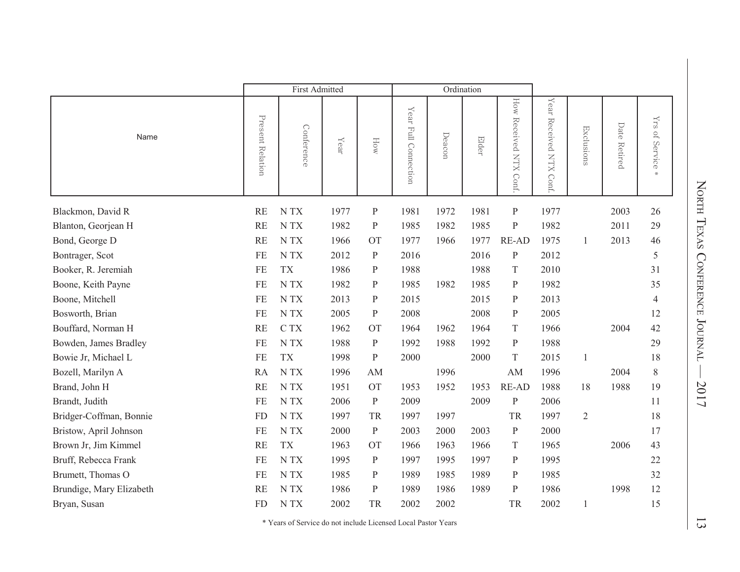| Name | First Admitted | | | | Ordination | | | | | | | |
|---|---|---|---|---|---|---|---|---|---|---|---|---|
| | Present Relation | Conference | Year | How | Year Full Connection | Deacon | Elder | How Received NTX Conf. | Year Received NTX Conf. | Exclusions | Date Retired | Yrs of Service * |
| Blackmon, David R | RE | N TX | 1977 | P | 1981 | 1972 | 1981 | P | 1977 | | 2003 | 26 |
| Blanton, Georjean H | RE | N TX | 1982 | P | 1985 | 1982 | 1985 | P | 1982 | | 2011 | 29 |
| Bond, George D | RE | N TX | 1966 | OT | 1977 | 1966 | 1977 | RE-AD | 1975 | 1 | 2013 | 46 |
| Bontrager, Scot | FE | N TX | 2012 | P | 2016 | | 2016 | P | 2012 | | | 5 |
| Booker, R. Jeremiah | FE | TX | 1986 | P | 1988 | | 1988 | T | 2010 | | | 31 |
| Boone, Keith Payne | FE | N TX | 1982 | P | 1985 | 1982 | 1985 | P | 1982 | | | 35 |
| Boone, Mitchell | FE | N TX | 2013 | P | 2015 | | 2015 | P | 2013 | | | 4 |
| Bosworth, Brian | FE | N TX | 2005 | P | 2008 | | 2008 | P | 2005 | | | 12 |
| Bouffard, Norman H | RE | C TX | 1962 | OT | 1964 | 1962 | 1964 | T | 1966 | | 2004 | 42 |
| Bowden, James Bradley | FE | N TX | 1988 | P | 1992 | 1988 | 1992 | P | 1988 | | | 29 |
| Bowie Jr, Michael L | FE | TX | 1998 | P | 2000 | | 2000 | T | 2015 | 1 | | 18 |
| Bozell, Marilyn A | RA | N TX | 1996 | AM | | 1996 | | AM | 1996 | | 2004 | 8 |
| Brand, John H | RE | N TX | 1951 | OT | 1953 | 1952 | 1953 | RE-AD | 1988 | 18 | 1988 | 19 |
| Brandt, Judith | FE | N TX | 2006 | P | 2009 | | 2009 | P | 2006 | | | 11 |
| Bridger-Coffman, Bonnie | FD | N TX | 1997 | TR | 1997 | 1997 | | TR | 1997 | 2 | | 18 |
| Bristow, April Johnson | FE | N TX | 2000 | P | 2003 | 2000 | 2003 | P | 2000 | | | 17 |
| Brown Jr, Jim Kimmel | RE | TX | 1963 | OT | 1966 | 1963 | 1966 | T | 1965 | | 2006 | 43 |
| Bruff, Rebecca Frank | FE | N TX | 1995 | P | 1997 | 1995 | 1997 | P | 1995 | | | 22 |
| Brumett, Thomas O | FE | N TX | 1985 | P | 1989 | 1985 | 1989 | P | 1985 | | | 32 |
| Brundige, Mary Elizabeth | RE | N TX | 1986 | P | 1989 | 1986 | 1989 | P | 1986 | | 1998 | 12 |
| Bryan, Susan | FD | N TX | 2002 | TR | 2002 | 2002 | | TR | 2002 | 1 | | 15 |

* Years of Service do not include Licensed Local Pastor Years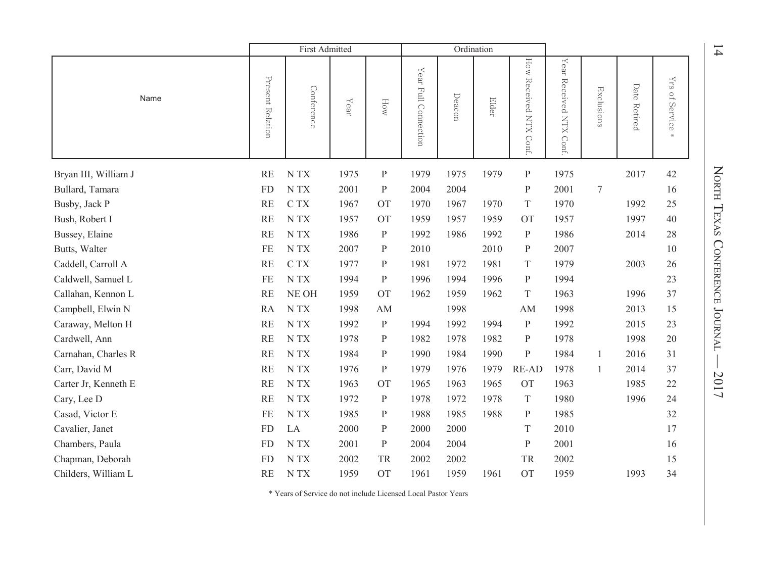| Name | First Admitted | | | | Ordination | | | | | | | |
|---|---|---|---|---|---|---|---|---|---|---|---|---|
| | Present Relation | Conference | Year | How | Year Full Connection | Deacon | Elder | How Received NTX Conf. | Year Received NTX Conf. | Exclusions | Date Retired | Yrs of Service * |
| Bryan III, William J | RE | N TX | 1975 | P | 1979 | 1975 | 1979 | P | 1975 | | 2017 | 42 |
| Bullard, Tamara | FD | N TX | 2001 | P | 2004 | 2004 | | P | 2001 | 7 | | 16 |
| Busby, Jack P | RE | C TX | 1967 | OT | 1970 | 1967 | 1970 | T | 1970 | | 1992 | 25 |
| Bush, Robert I | RE | N TX | 1957 | OT | 1959 | 1957 | 1959 | OT | 1957 | | 1997 | 40 |
| Bussey, Elaine | RE | N TX | 1986 | P | 1992 | 1986 | 1992 | P | 1986 | | 2014 | 28 |
| Butts, Walter | FE | N TX | 2007 | P | 2010 | | 2010 | P | 2007 | | | 10 |
| Caddell, Carroll A | RE | C TX | 1977 | P | 1981 | 1972 | 1981 | T | 1979 | | 2003 | 26 |
| Caldwell, Samuel L | FE | N TX | 1994 | P | 1996 | 1994 | 1996 | P | 1994 | | | 23 |
| Callahan, Kennon L | RE | NE OH | 1959 | OT | 1962 | 1959 | 1962 | T | 1963 | | 1996 | 37 |
| Campbell, Elwin N | RA | N TX | 1998 | AM | | 1998 | | AM | 1998 | | 2013 | 15 |
| Caraway, Melton H | RE | N TX | 1992 | P | 1994 | 1992 | 1994 | P | 1992 | | 2015 | 23 |
| Cardwell, Ann | RE | N TX | 1978 | P | 1982 | 1978 | 1982 | P | 1978 | | 1998 | 20 |
| Carnahan, Charles R | RE | N TX | 1984 | P | 1990 | 1984 | 1990 | P | 1984 | 1 | 2016 | 31 |
| Carr, David M | RE | N TX | 1976 | P | 1979 | 1976 | 1979 | RE-AD | 1978 | 1 | 2014 | 37 |
| Carter Jr, Kenneth E | RE | N TX | 1963 | OT | 1965 | 1963 | 1965 | OT | 1963 | | 1985 | 22 |
| Cary, Lee D | RE | N TX | 1972 | P | 1978 | 1972 | 1978 | T | 1980 | | 1996 | 24 |
| Casad, Victor E | FE | N TX | 1985 | P | 1988 | 1985 | 1988 | P | 1985 | | | 32 |
| Cavalier, Janet | FD | LA | 2000 | P | 2000 | 2000 | | T | 2010 | | | 17 |
| Chambers, Paula | FD | N TX | 2001 | P | 2004 | 2004 | | P | 2001 | | | 16 |
| Chapman, Deborah | FD | N TX | 2002 | TR | 2002 | 2002 | | TR | 2002 | | | 15 |
| Childers, William L | RE | N TX | 1959 | OT | 1961 | 1959 | 1961 | OT | 1959 | | 1993 | 34 |

* Years of Service do not include Licensed Local Pastor Years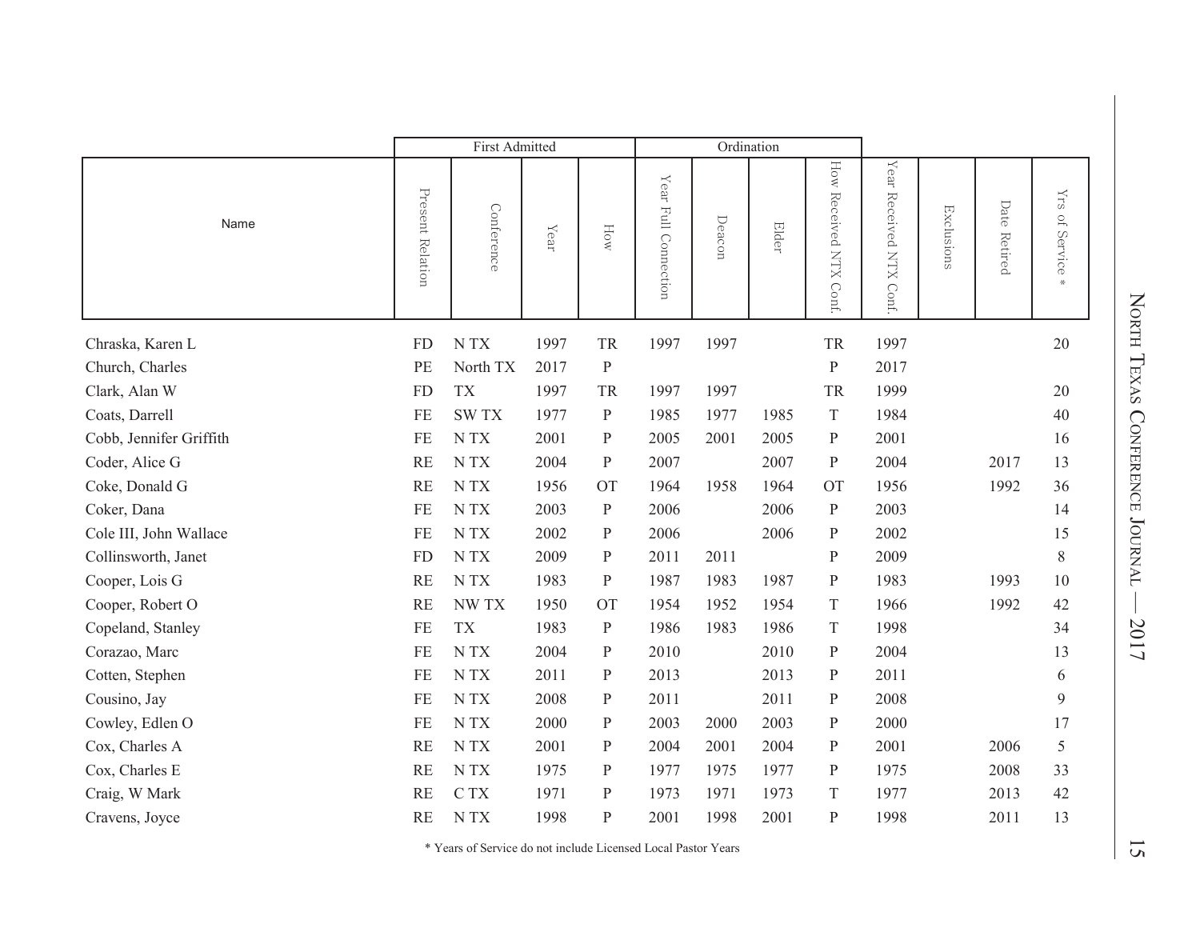| | First Admitted | | | | Ordination | | | | | | | |
|---|---|---|---|---|---|---|---|---|---|---|---|---|
| Name | Present Relation | Conference | Year | How | Year Full Connection | Deacon | Elder | How Received NTX Conf. | Year Received NTX Conf. | Exclusions | Date Retired | Yrs of Service * |
| Chraska, Karen L | FD | N TX | 1997 | TR | 1997 | 1997 | | TR | 1997 | | | 20 |
| Church, Charles | PE | North TX | 2017 | P | | | | P | 2017 | | | |
| Clark, Alan W | FD | TX | 1997 | TR | 1997 | 1997 | | TR | 1999 | | | 20 |
| Coats, Darrell | FE | SW TX | 1977 | P | 1985 | 1977 | 1985 | T | 1984 | | | 40 |
| Cobb, Jennifer Griffith | FE | N TX | 2001 | P | 2005 | 2001 | 2005 | P | 2001 | | | 16 |
| Coder, Alice G | RE | N TX | 2004 | P | 2007 | | 2007 | P | 2004 | | 2017 | 13 |
| Coke, Donald G | RE | N TX | 1956 | OT | 1964 | 1958 | 1964 | OT | 1956 | | 1992 | 36 |
| Coker, Dana | FE | N TX | 2003 | P | 2006 | | 2006 | P | 2003 | | | 14 |
| Cole III, John Wallace | FE | N TX | 2002 | P | 2006 | | 2006 | P | 2002 | | | 15 |
| Collinsworth, Janet | FD | N TX | 2009 | P | 2011 | 2011 | | P | 2009 | | | 8 |
| Cooper, Lois G | RE | N TX | 1983 | P | 1987 | 1983 | 1987 | P | 1983 | | 1993 | 10 |
| Cooper, Robert O | RE | NW TX | 1950 | OT | 1954 | 1952 | 1954 | T | 1966 | | 1992 | 42 |
| Copeland, Stanley | FE | TX | 1983 | P | 1986 | 1983 | 1986 | T | 1998 | | | 34 |
| Corazao, Marc | FE | N TX | 2004 | P | 2010 | | 2010 | P | 2004 | | | 13 |
| Cotten, Stephen | FE | N TX | 2011 | P | 2013 | | 2013 | P | 2011 | | | 6 |
| Cousino, Jay | FE | N TX | 2008 | P | 2011 | | 2011 | P | 2008 | | | 9 |
| Cowley, Edlen O | FE | N TX | 2000 | P | 2003 | 2000 | 2003 | P | 2000 | | | 17 |
| Cox, Charles A | RE | N TX | 2001 | P | 2004 | 2001 | 2004 | P | 2001 | | 2006 | 5 |
| Cox, Charles E | RE | N TX | 1975 | P | 1977 | 1975 | 1977 | P | 1975 | | 2008 | 33 |
| Craig, W Mark | RE | C TX | 1971 | P | 1973 | 1971 | 1973 | T | 1977 | | 2013 | 42 |
| Cravens, Joyce | RE | N TX | 1998 | P | 2001 | 1998 | 2001 | P | 1998 | | 2011 | 13 |

* Years of Service do not include Licensed Local Pastor Years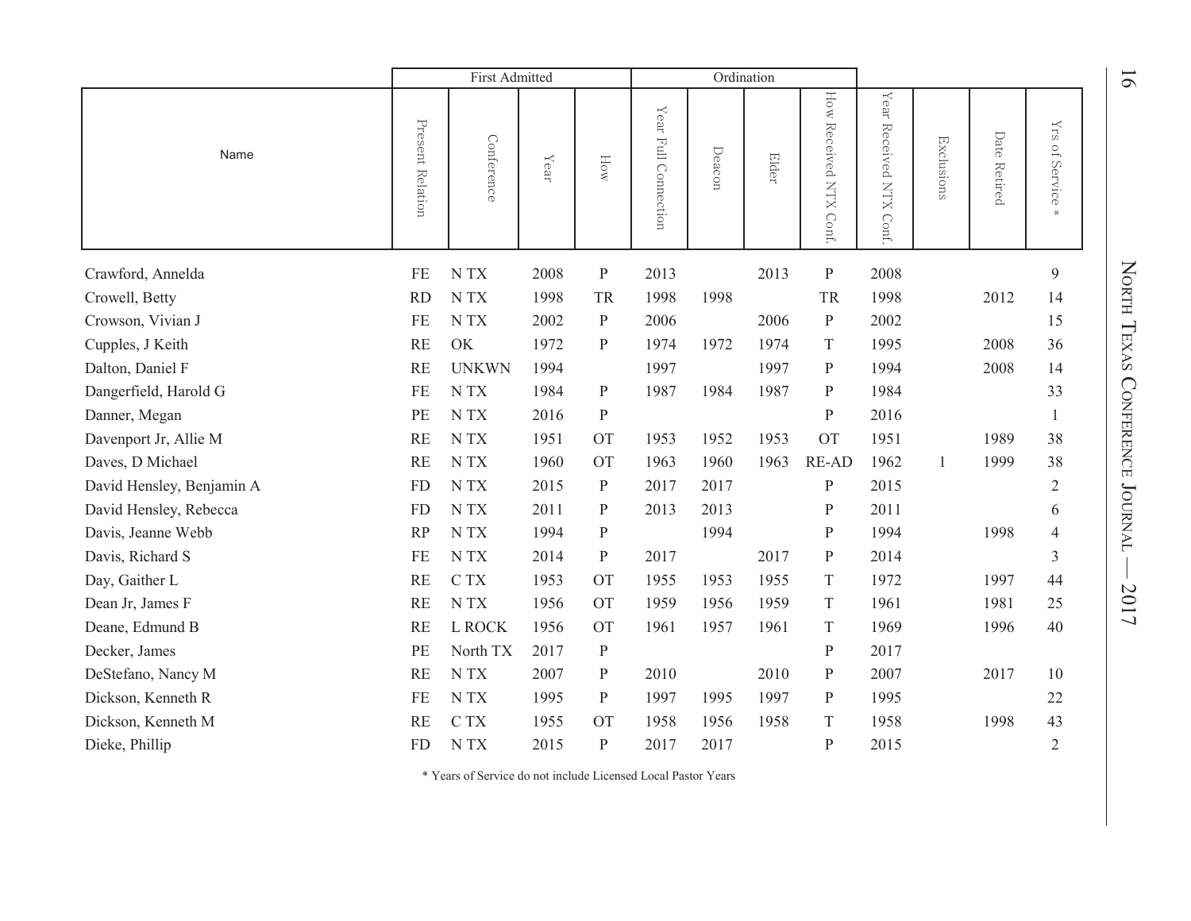| Name | First Admitted | | | | Ordination | | | | | | | |
|---|---|---|---|---|---|---|---|---|---|---|---|---|
| | Present Relation | Conference | Year | How | Year Full Connection | Deacon | Elder | How Received NTX Conf. | Year Received NTX Conf. | Exclusions | Date Retired | Yrs of Service * |
| Crawford, Annelda | FE | N TX | 2008 | P | 2013 | | 2013 | P | 2008 | | | 9 |
| Crowell, Betty | RD | N TX | 1998 | TR | 1998 | 1998 | | TR | 1998 | | 2012 | 14 |
| Crowson, Vivian J | FE | N TX | 2002 | P | 2006 | | 2006 | P | 2002 | | | 15 |
| Cupples, J Keith | RE | OK | 1972 | P | 1974 | 1972 | 1974 | T | 1995 | | 2008 | 36 |
| Dalton, Daniel F | RE | UNKWN | 1994 | | 1997 | | 1997 | P | 1994 | | 2008 | 14 |
| Dangerfield, Harold G | FE | N TX | 1984 | P | 1987 | 1984 | 1987 | P | 1984 | | | 33 |
| Danner, Megan | PE | N TX | 2016 | P | | | | P | 2016 | | | 1 |
| Davenport Jr, Allie M | RE | N TX | 1951 | OT | 1953 | 1952 | 1953 | OT | 1951 | | 1989 | 38 |
| Daves, D Michael | RE | N TX | 1960 | OT | 1963 | 1960 | 1963 | RE-AD | 1962 | 1 | 1999 | 38 |
| David Hensley, Benjamin A | FD | N TX | 2015 | P | 2017 | 2017 | | P | 2015 | | | 2 |
| David Hensley, Rebecca | FD | N TX | 2011 | P | 2013 | 2013 | | P | 2011 | | | 6 |
| Davis, Jeanne Webb | RP | N TX | 1994 | P | | 1994 | | P | 1994 | | 1998 | 4 |
| Davis, Richard S | FE | N TX | 2014 | P | 2017 | | 2017 | P | 2014 | | | 3 |
| Day, Gaither L | RE | C TX | 1953 | OT | 1955 | 1953 | 1955 | T | 1972 | | 1997 | 44 |
| Dean Jr, James F | RE | N TX | 1956 | OT | 1959 | 1956 | 1959 | T | 1961 | | 1981 | 25 |
| Deane, Edmund B | RE | L ROCK | 1956 | OT | 1961 | 1957 | 1961 | T | 1969 | | 1996 | 40 |
| Decker, James | PE | North TX | 2017 | P | | | | P | 2017 | | | |
| DeStefano, Nancy M | RE | N TX | 2007 | P | 2010 | | 2010 | P | 2007 | | 2017 | 10 |
| Dickson, Kenneth R | FE | N TX | 1995 | P | 1997 | 1995 | 1997 | P | 1995 | | | 22 |
| Dickson, Kenneth M | RE | C TX | 1955 | OT | 1958 | 1956 | 1958 | T | 1958 | | 1998 | 43 |
| Dieke, Phillip | FD | N TX | 2015 | P | 2017 | 2017 | | P | 2015 | | | 2 |

* Years of Service do not include Licensed Local Pastor Years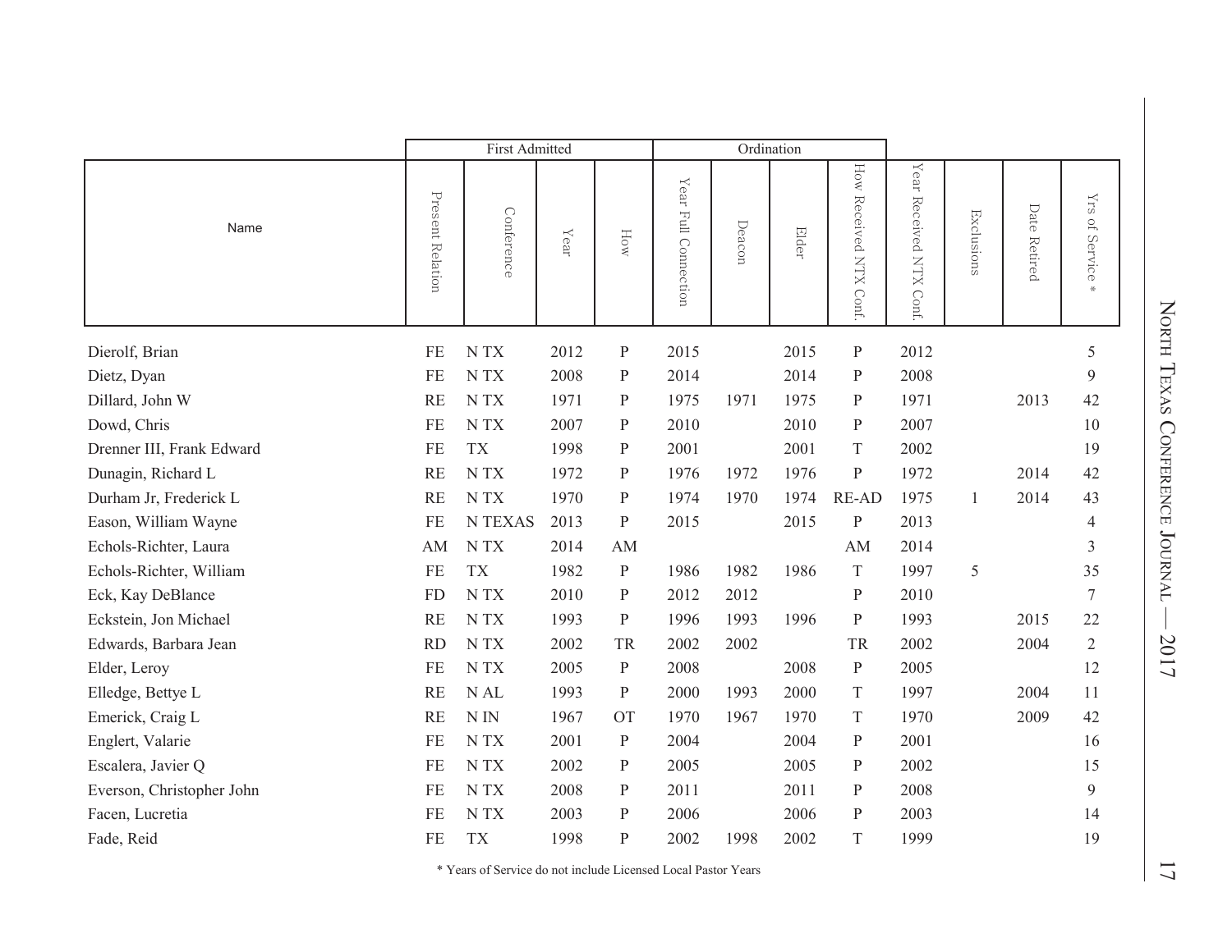| | | First Admitted | | | Ordination | | | | | | | |
|---|---|---|---|---|---|---|---|---|---|---|---|---|
| Name | Present Relation | Conference | Year | How | Year Full Connection | Deacon | Elder | How Received NTX Conf. | Year Received NTX Conf. | Exclusions | Date Retired | Yrs of Service * |
| Dierolf, Brian | FE | N TX | 2012 | P | 2015 | | 2015 | P | 2012 | | | 5 |
| Dietz, Dyan | FE | N TX | 2008 | P | 2014 | | 2014 | P | 2008 | | | 9 |
| Dillard, John W | RE | N TX | 1971 | P | 1975 | 1971 | 1975 | P | 1971 | | 2013 | 42 |
| Dowd, Chris | FE | N TX | 2007 | P | 2010 | | 2010 | P | 2007 | | | 10 |
| Drenner III, Frank Edward | FE | TX | 1998 | P | 2001 | | 2001 | T | 2002 | | | 19 |
| Dunagin, Richard L | RE | N TX | 1972 | P | 1976 | 1972 | 1976 | P | 1972 | | 2014 | 42 |
| Durham Jr, Frederick L | RE | N TX | 1970 | P | 1974 | 1970 | 1974 | RE-AD | 1975 | 1 | 2014 | 43 |
| Eason, William Wayne | FE | N TEXAS | 2013 | P | 2015 | | 2015 | P | 2013 | | | 4 |
| Echols-Richter, Laura | AM | N TX | 2014 | AM | | | | AM | 2014 | | | 3 |
| Echols-Richter, William | FE | TX | 1982 | P | 1986 | 1982 | 1986 | T | 1997 | 5 | | 35 |
| Eck, Kay DeBlance | FD | N TX | 2010 | P | 2012 | 2012 | | P | 2010 | | | 7 |
| Eckstein, Jon Michael | RE | N TX | 1993 | P | 1996 | 1993 | 1996 | P | 1993 | | 2015 | 22 |
| Edwards, Barbara Jean | RD | N TX | 2002 | TR | 2002 | 2002 | | TR | 2002 | | 2004 | 2 |
| Elder, Leroy | FE | N TX | 2005 | P | 2008 | | 2008 | P | 2005 | | | 12 |
| Elledge, Bettye L | RE | N AL | 1993 | P | 2000 | 1993 | 2000 | T | 1997 | | 2004 | 11 |
| Emerick, Craig L | RE | N IN | 1967 | OT | 1970 | 1967 | 1970 | T | 1970 | | 2009 | 42 |
| Englert, Valarie | FE | N TX | 2001 | P | 2004 | | 2004 | P | 2001 | | | 16 |
| Escalera, Javier Q | FE | N TX | 2002 | P | 2005 | | 2005 | P | 2002 | | | 15 |
| Everson, Christopher John | FE | N TX | 2008 | P | 2011 | | 2011 | P | 2008 | | | 9 |
| Facen, Lucretia | FE | N TX | 2003 | P | 2006 | | 2006 | P | 2003 | | | 14 |
| Fade, Reid | FE | TX | 1998 | P | 2002 | 1998 | 2002 | T | 1999 | | | 19 |

* Years of Service do not include Licensed Local Pastor Years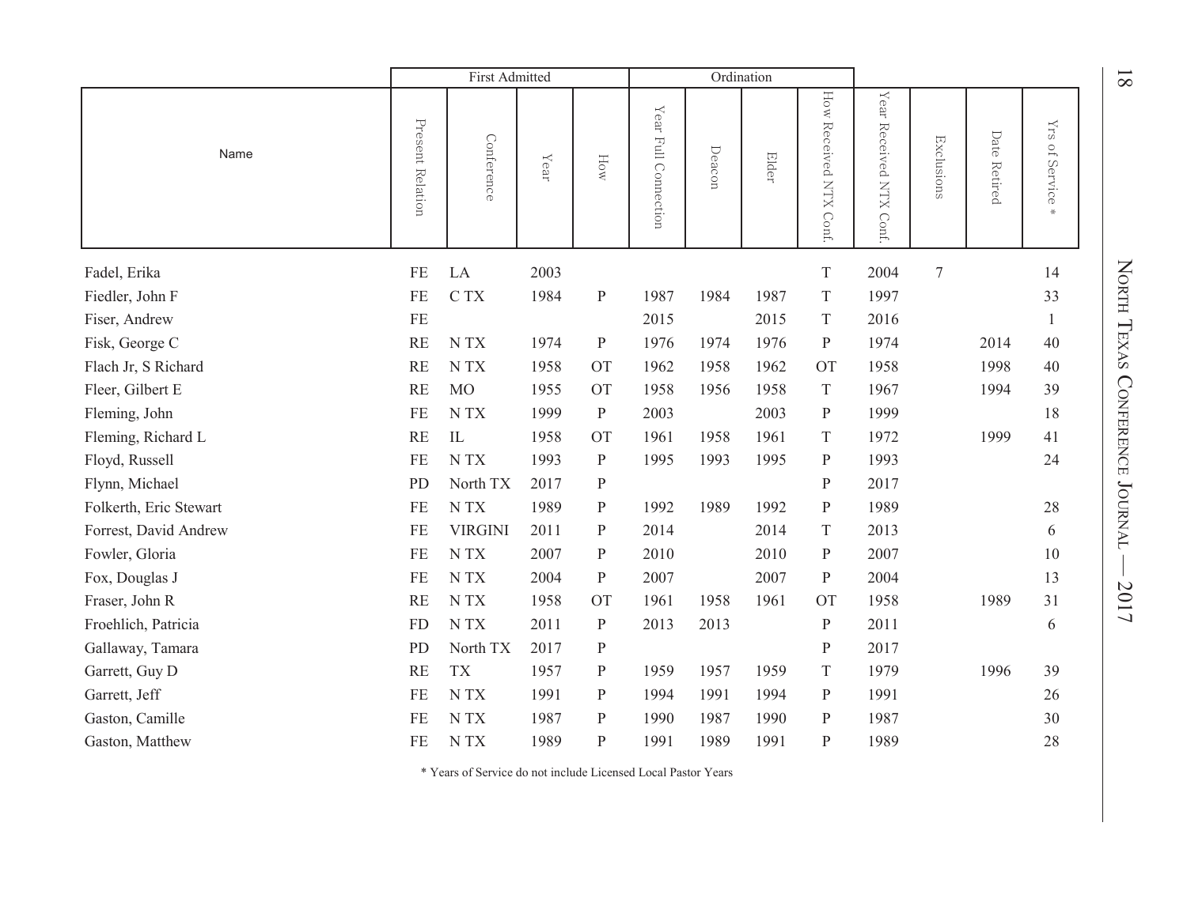| Name | First Admitted | | | | Ordination | | | | | | | |
|---|---|---|---|---|---|---|---|---|---|---|---|---|
| | Present Relation | Conference | Year | How | Year Full Connection | Deacon | Elder | How Received NTX Conf. | Year Received NTX Conf. | Exclusions | Date Retired | Yrs of Service * |
| Fadel, Erika | FE | LA | 2003 | | | | | T | 2004 | 7 | | 14 |
| Fiedler, John F | FE | C TX | 1984 | P | 1987 | 1984 | 1987 | T | 1997 | | | 33 |
| Fiser, Andrew | FE | | | | 2015 | | 2015 | T | 2016 | | | 1 |
| Fisk, George C | RE | N TX | 1974 | P | 1976 | 1974 | 1976 | P | 1974 | | 2014 | 40 |
| Flach Jr, S Richard | RE | N TX | 1958 | OT | 1962 | 1958 | 1962 | OT | 1958 | | 1998 | 40 |
| Fleer, Gilbert E | RE | MO | 1955 | OT | 1958 | 1956 | 1958 | T | 1967 | | 1994 | 39 |
| Fleming, John | FE | N TX | 1999 | P | 2003 | | 2003 | P | 1999 | | | 18 |
| Fleming, Richard L | RE | IL | 1958 | OT | 1961 | 1958 | 1961 | T | 1972 | | 1999 | 41 |
| Floyd, Russell | FE | N TX | 1993 | P | 1995 | 1993 | 1995 | P | 1993 | | | 24 |
| Flynn, Michael | PD | North TX | 2017 | P | | | | P | 2017 | | | |
| Folkerth, Eric Stewart | FE | N TX | 1989 | P | 1992 | 1989 | 1992 | P | 1989 | | | 28 |
| Forrest, David Andrew | FE | VIRGINI | 2011 | P | 2014 | | 2014 | T | 2013 | | | 6 |
| Fowler, Gloria | FE | N TX | 2007 | P | 2010 | | 2010 | P | 2007 | | | 10 |
| Fox, Douglas J | FE | N TX | 2004 | P | 2007 | | 2007 | P | 2004 | | | 13 |
| Fraser, John R | RE | N TX | 1958 | OT | 1961 | 1958 | 1961 | OT | 1958 | | 1989 | 31 |
| Froehlich, Patricia | FD | N TX | 2011 | P | 2013 | 2013 | | P | 2011 | | | 6 |
| Gallaway, Tamara | PD | North TX | 2017 | P | | | | P | 2017 | | | |
| Garrett, Guy D | RE | TX | 1957 | P | 1959 | 1957 | 1959 | T | 1979 | | 1996 | 39 |
| Garrett, Jeff | FE | N TX | 1991 | P | 1994 | 1991 | 1994 | P | 1991 | | | 26 |
| Gaston, Camille | FE | N TX | 1987 | P | 1990 | 1987 | 1990 | P | 1987 | | | 30 |
| Gaston, Matthew | FE | N TX | 1989 | P | 1991 | 1989 | 1991 | P | 1989 | | | 28 |

* Years of Service do not include Licensed Local Pastor Years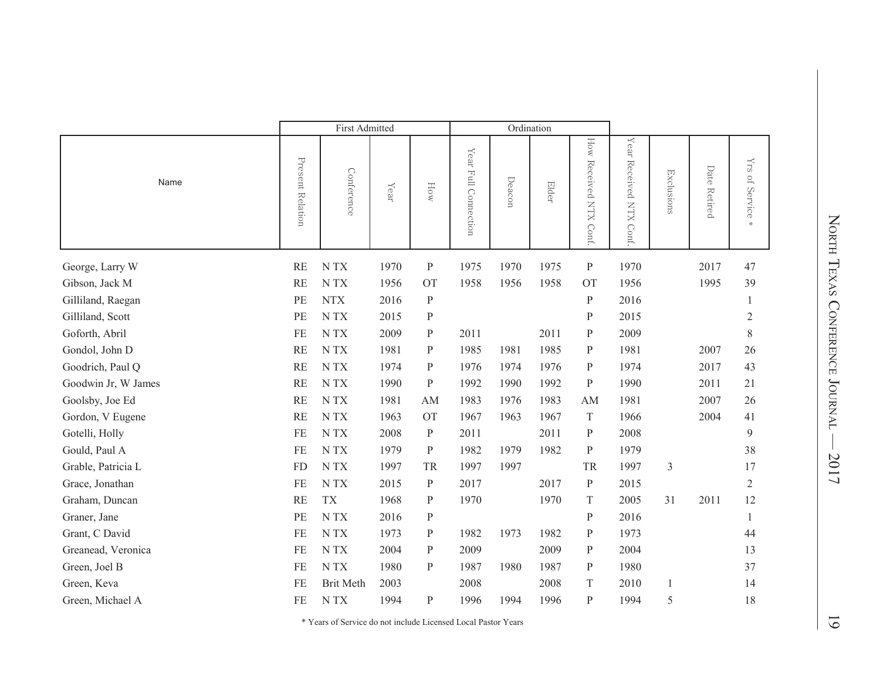| Name | First Admitted | | | | Ordination | | | | | | | |
|---|---|---|---|---|---|---|---|---|---|---|---|---|
| | Present Relation | Conference | Year | How | Year Full Connection | Deacon | Elder | How Received NTX Conf. | Year Received NTX Conf. | Exclusions | Date Retired | Yrs of Service * |
| George, Larry W | RE | N TX | 1970 | P | 1975 | 1970 | 1975 | P | 1970 | | 2017 | 47 |
| Gibson, Jack M | RE | N TX | 1956 | OT | 1958 | 1956 | 1958 | OT | 1956 | | 1995 | 39 |
| Gilliland, Raegan | PE | NTX | 2016 | P | | | | P | 2016 | | | 1 |
| Gilliland, Scott | PE | N TX | 2015 | P | | | | P | 2015 | | | 2 |
| Goforth, Abril | FE | N TX | 2009 | P | 2011 | | 2011 | P | 2009 | | | 8 |
| Gondol, John D | RE | N TX | 1981 | P | 1985 | 1981 | 1985 | P | 1981 | | 2007 | 26 |
| Goodrich, Paul Q | RE | N TX | 1974 | P | 1976 | 1974 | 1976 | P | 1974 | | 2017 | 43 |
| Goodwin Jr, W James | RE | N TX | 1990 | P | 1992 | 1990 | 1992 | P | 1990 | | 2011 | 21 |
| Goolsby, Joe Ed | RE | N TX | 1981 | AM | 1983 | 1976 | 1983 | AM | 1981 | | 2007 | 26 |
| Gordon, V Eugene | RE | N TX | 1963 | OT | 1967 | 1963 | 1967 | T | 1966 | | 2004 | 41 |
| Gotelli, Holly | FE | N TX | 2008 | P | 2011 | | 2011 | P | 2008 | | | 9 |
| Gould, Paul A | FE | N TX | 1979 | P | 1982 | 1979 | 1982 | P | 1979 | | | 38 |
| Grable, Patricia L | FD | N TX | 1997 | TR | 1997 | 1997 | | TR | 1997 | 3 | | 17 |
| Grace, Jonathan | FE | N TX | 2015 | P | 2017 | | 2017 | P | 2015 | | | 2 |
| Graham, Duncan | RE | TX | 1968 | P | 1970 | | 1970 | T | 2005 | 31 | 2011 | 12 |
| Graner, Jane | PE | N TX | 2016 | P | | | | P | 2016 | | | 1 |
| Grant, C David | FE | N TX | 1973 | P | 1982 | 1973 | 1982 | P | 1973 | | | 44 |
| Greanead, Veronica | FE | N TX | 2004 | P | 2009 | | 2009 | P | 2004 | | | 13 |
| Green, Joel B | FE | N TX | 1980 | P | 1987 | 1980 | 1987 | P | 1980 | | | 37 |
| Green, Keva | FE | Brit Meth | 2003 | | 2008 | | 2008 | T | 2010 | 1 | | 14 |
| Green, Michael A | FE | N TX | 1994 | P | 1996 | 1994 | 1996 | P | 1994 | 5 | | 18 |

* Years of Service do not include Licensed Local Pastor Years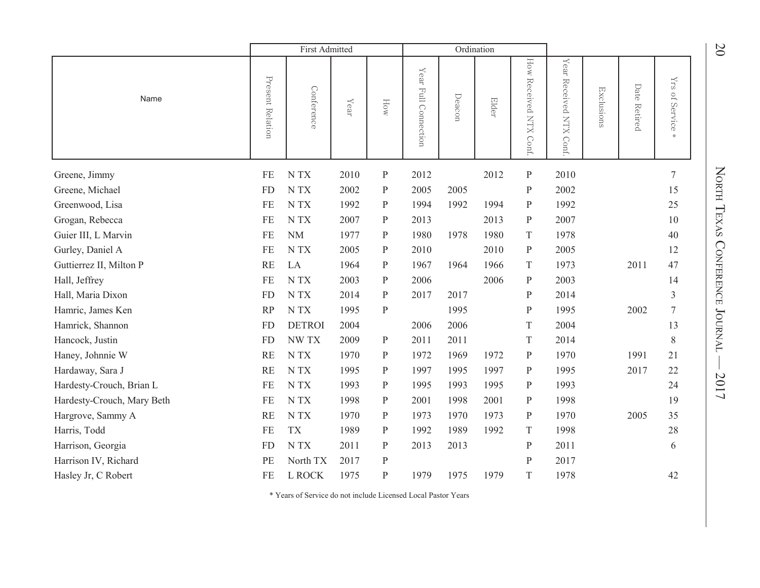| Name | First Admitted | | | | Ordination | | | | | | | |
|---|---|---|---|---|---|---|---|---|---|---|---|---|
| | Present Relation | Conference | Year | How | Year Full Connection | Deacon | Elder | How Received NTX Conf. | Year Received NTX Conf. | Exclusions | Date Retired | Yrs of Service * |
| Greene, Jimmy | FE | N TX | 2010 | P | 2012 | | 2012 | P | 2010 | | | 7 |
| Greene, Michael | FD | N TX | 2002 | P | 2005 | 2005 | | P | 2002 | | | 15 |
| Greenwood, Lisa | FE | N TX | 1992 | P | 1994 | 1992 | 1994 | P | 1992 | | | 25 |
| Grogan, Rebecca | FE | N TX | 2007 | P | 2013 | | 2013 | P | 2007 | | | 10 |
| Guier III, L Marvin | FE | NM | 1977 | P | 1980 | 1978 | 1980 | T | 1978 | | | 40 |
| Gurley, Daniel A | FE | N TX | 2005 | P | 2010 | | 2010 | P | 2005 | | | 12 |
| Guttierrez II, Milton P | RE | LA | 1964 | P | 1967 | 1964 | 1966 | T | 1973 | | 2011 | 47 |
| Hall, Jeffrey | FE | N TX | 2003 | P | 2006 | | 2006 | P | 2003 | | | 14 |
| Hall, Maria Dixon | FD | N TX | 2014 | P | 2017 | 2017 | | P | 2014 | | | 3 |
| Hamric, James Ken | RP | N TX | 1995 | P | | 1995 | | P | 1995 | | 2002 | 7 |
| Hamrick, Shannon | FD | DETROI | 2004 | | 2006 | 2006 | | T | 2004 | | | 13 |
| Hancock, Justin | FD | NW TX | 2009 | P | 2011 | 2011 | | T | 2014 | | | 8 |
| Haney, Johnnie W | RE | N TX | 1970 | P | 1972 | 1969 | 1972 | P | 1970 | | 1991 | 21 |
| Hardaway, Sara J | RE | N TX | 1995 | P | 1997 | 1995 | 1997 | P | 1995 | | 2017 | 22 |
| Hardesty-Crouch, Brian L | FE | N TX | 1993 | P | 1995 | 1993 | 1995 | P | 1993 | | | 24 |
| Hardesty-Crouch, Mary Beth | FE | N TX | 1998 | P | 2001 | 1998 | 2001 | P | 1998 | | | 19 |
| Hargrove, Sammy A | RE | N TX | 1970 | P | 1973 | 1970 | 1973 | P | 1970 | | 2005 | 35 |
| Harris, Todd | FE | TX | 1989 | P | 1992 | 1989 | 1992 | T | 1998 | | | 28 |
| Harrison, Georgia | FD | N TX | 2011 | P | 2013 | 2013 | | P | 2011 | | | 6 |
| Harrison IV, Richard | PE | North TX | 2017 | P | | | | P | 2017 | | | |
| Hasley Jr, C Robert | FE | L ROCK | 1975 | P | 1979 | 1975 | 1979 | T | 1978 | | | 42 |

* Years of Service do not include Licensed Local Pastor Years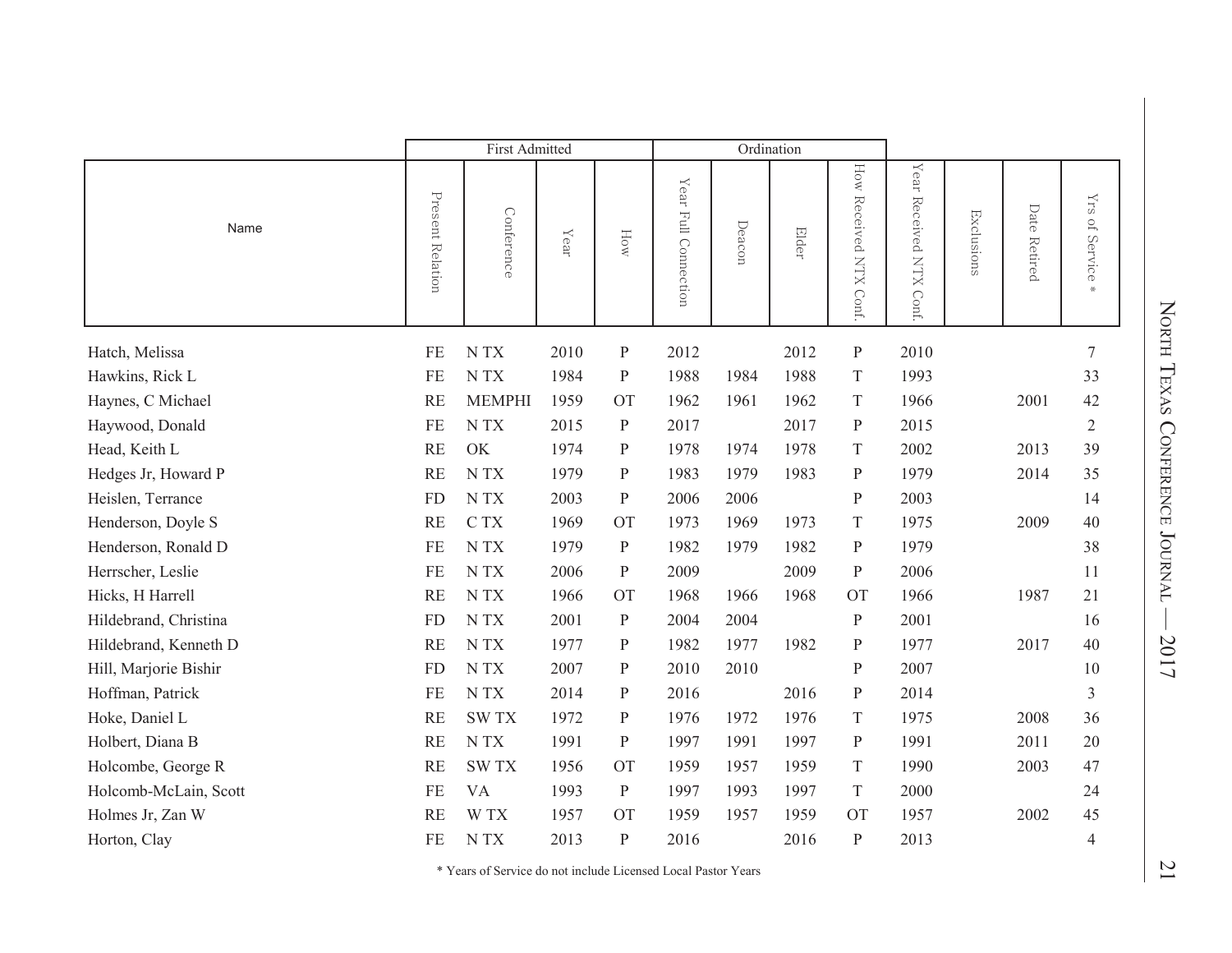| Name | Present Relation | First Admitted | | | Ordination | | | | Year Received NTX Conf. | Exclusions | Date Retired | Yrs of Service * |
|---|---|---|---|---|---|---|---|---|---|---|---|---|
| | | Conference | Year | How | Year Full Connection | Deacon | Elder | How Received NTX Conf. | | | | |
| Hatch, Melissa | FE | N TX | 2010 | P | 2012 | | 2012 | P | 2010 | | | 7 |
| Hawkins, Rick L | FE | N TX | 1984 | P | 1988 | 1984 | 1988 | T | 1993 | | | 33 |
| Haynes, C Michael | RE | MEMPHI | 1959 | OT | 1962 | 1961 | 1962 | T | 1966 | | 2001 | 42 |
| Haywood, Donald | FE | N TX | 2015 | P | 2017 | | 2017 | P | 2015 | | | 2 |
| Head, Keith L | RE | OK | 1974 | P | 1978 | 1974 | 1978 | T | 2002 | | 2013 | 39 |
| Hedges Jr, Howard P | RE | N TX | 1979 | P | 1983 | 1979 | 1983 | P | 1979 | | 2014 | 35 |
| Heislen, Terrance | FD | N TX | 2003 | P | 2006 | 2006 | | P | 2003 | | | 14 |
| Henderson, Doyle S | RE | C TX | 1969 | OT | 1973 | 1969 | 1973 | T | 1975 | | 2009 | 40 |
| Henderson, Ronald D | FE | N TX | 1979 | P | 1982 | 1979 | 1982 | P | 1979 | | | 38 |
| Herrscher, Leslie | FE | N TX | 2006 | P | 2009 | | 2009 | P | 2006 | | | 11 |
| Hicks, H Harrell | RE | N TX | 1966 | OT | 1968 | 1966 | 1968 | OT | 1966 | | 1987 | 21 |
| Hildebrand, Christina | FD | N TX | 2001 | P | 2004 | 2004 | | P | 2001 | | | 16 |
| Hildebrand, Kenneth D | RE | N TX | 1977 | P | 1982 | 1977 | 1982 | P | 1977 | | 2017 | 40 |
| Hill, Marjorie Bishir | FD | N TX | 2007 | P | 2010 | 2010 | | P | 2007 | | | 10 |
| Hoffman, Patrick | FE | N TX | 2014 | P | 2016 | | 2016 | P | 2014 | | | 3 |
| Hoke, Daniel L | RE | SW TX | 1972 | P | 1976 | 1972 | 1976 | T | 1975 | | 2008 | 36 |
| Holbert, Diana B | RE | N TX | 1991 | P | 1997 | 1991 | 1997 | P | 1991 | | 2011 | 20 |
| Holcombe, George R | RE | SW TX | 1956 | OT | 1959 | 1957 | 1959 | T | 1990 | | 2003 | 47 |
| Holcomb-McLain, Scott | FE | VA | 1993 | P | 1997 | 1993 | 1997 | T | 2000 | | | 24 |
| Holmes Jr, Zan W | RE | W TX | 1957 | OT | 1959 | 1957 | 1959 | OT | 1957 | | 2002 | 45 |
| Horton, Clay | FE | N TX | 2013 | P | 2016 | | 2016 | P | 2013 | | | 4 |

* Years of Service do not include Licensed Local Pastor Years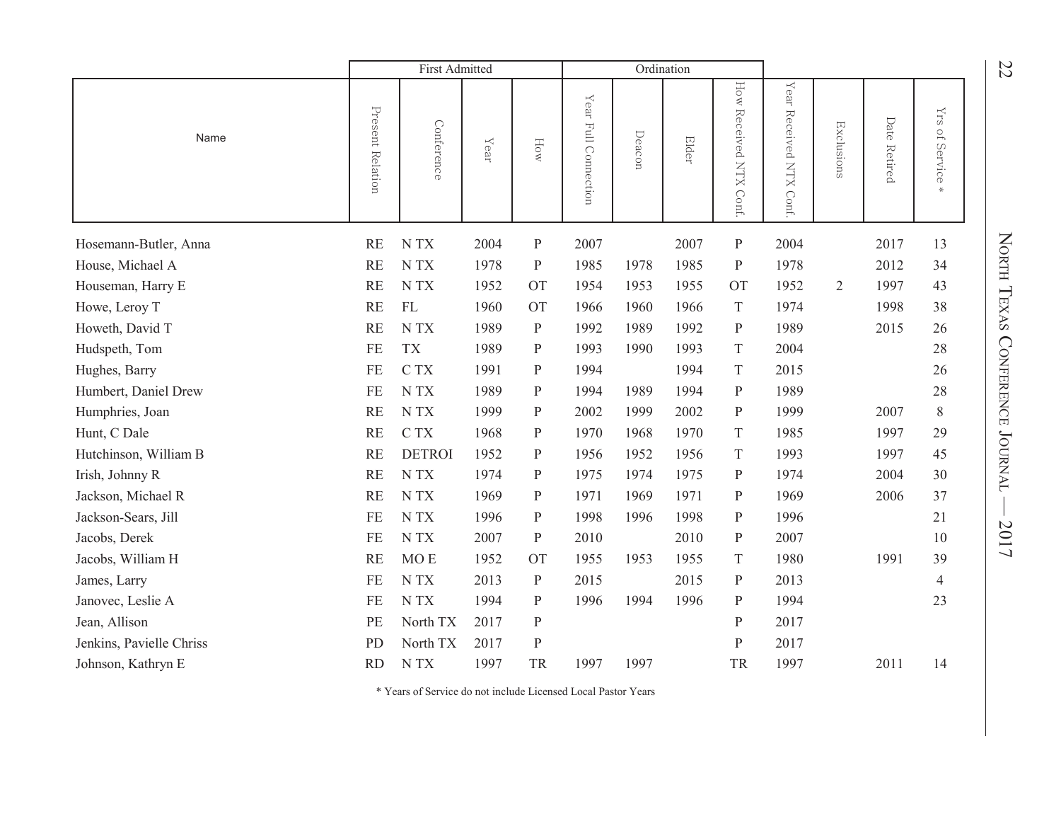| Name | First Admitted | | | | Ordination | | | | | | | |
|---|---|---|---|---|---|---|---|---|---|---|---|---|
| | Present Relation | Conference | Year | How | Year Full Connection | Deacon | Elder | How Received NTX Conf. | Year Received NTX Conf. | Exclusions | Date Retired | Yrs of Service * |
| Hosemann-Butler, Anna | RE | N TX | 2004 | P | 2007 | | 2007 | P | 2004 | | 2017 | 13 |
| House, Michael A | RE | N TX | 1978 | P | 1985 | 1978 | 1985 | P | 1978 | | 2012 | 34 |
| Houseman, Harry E | RE | N TX | 1952 | OT | 1954 | 1953 | 1955 | OT | 1952 | 2 | 1997 | 43 |
| Howe, Leroy T | RE | FL | 1960 | OT | 1966 | 1960 | 1966 | T | 1974 | | 1998 | 38 |
| Howeth, David T | RE | N TX | 1989 | P | 1992 | 1989 | 1992 | P | 1989 | | 2015 | 26 |
| Hudspeth, Tom | FE | TX | 1989 | P | 1993 | 1990 | 1993 | T | 2004 | | | 28 |
| Hughes, Barry | FE | C TX | 1991 | P | 1994 | | 1994 | T | 2015 | | | 26 |
| Humbert, Daniel Drew | FE | N TX | 1989 | P | 1994 | 1989 | 1994 | P | 1989 | | | 28 |
| Humphries, Joan | RE | N TX | 1999 | P | 2002 | 1999 | 2002 | P | 1999 | | 2007 | 8 |
| Hunt, C Dale | RE | C TX | 1968 | P | 1970 | 1968 | 1970 | T | 1985 | | 1997 | 29 |
| Hutchinson, William B | RE | DETROI | 1952 | P | 1956 | 1952 | 1956 | T | 1993 | | 1997 | 45 |
| Irish, Johnny R | RE | N TX | 1974 | P | 1975 | 1974 | 1975 | P | 1974 | | 2004 | 30 |
| Jackson, Michael R | RE | N TX | 1969 | P | 1971 | 1969 | 1971 | P | 1969 | | 2006 | 37 |
| Jackson-Sears, Jill | FE | N TX | 1996 | P | 1998 | 1996 | 1998 | P | 1996 | | | 21 |
| Jacobs, Derek | FE | N TX | 2007 | P | 2010 | | 2010 | P | 2007 | | | 10 |
| Jacobs, William H | RE | MO E | 1952 | OT | 1955 | 1953 | 1955 | T | 1980 | | 1991 | 39 |
| James, Larry | FE | N TX | 2013 | P | 2015 | | 2015 | P | 2013 | | | 4 |
| Janovec, Leslie A | FE | N TX | 1994 | P | 1996 | 1994 | 1996 | P | 1994 | | | 23 |
| Jean, Allison | PE | North TX | 2017 | P | | | | P | 2017 | | | |
| Jenkins, Pavielle Chriss | PD | North TX | 2017 | P | | | | P | 2017 | | | |
| Johnson, Kathryn E | RD | N TX | 1997 | TR | 1997 | 1997 | | TR | 1997 | | 2011 | 14 |

* Years of Service do not include Licensed Local Pastor Years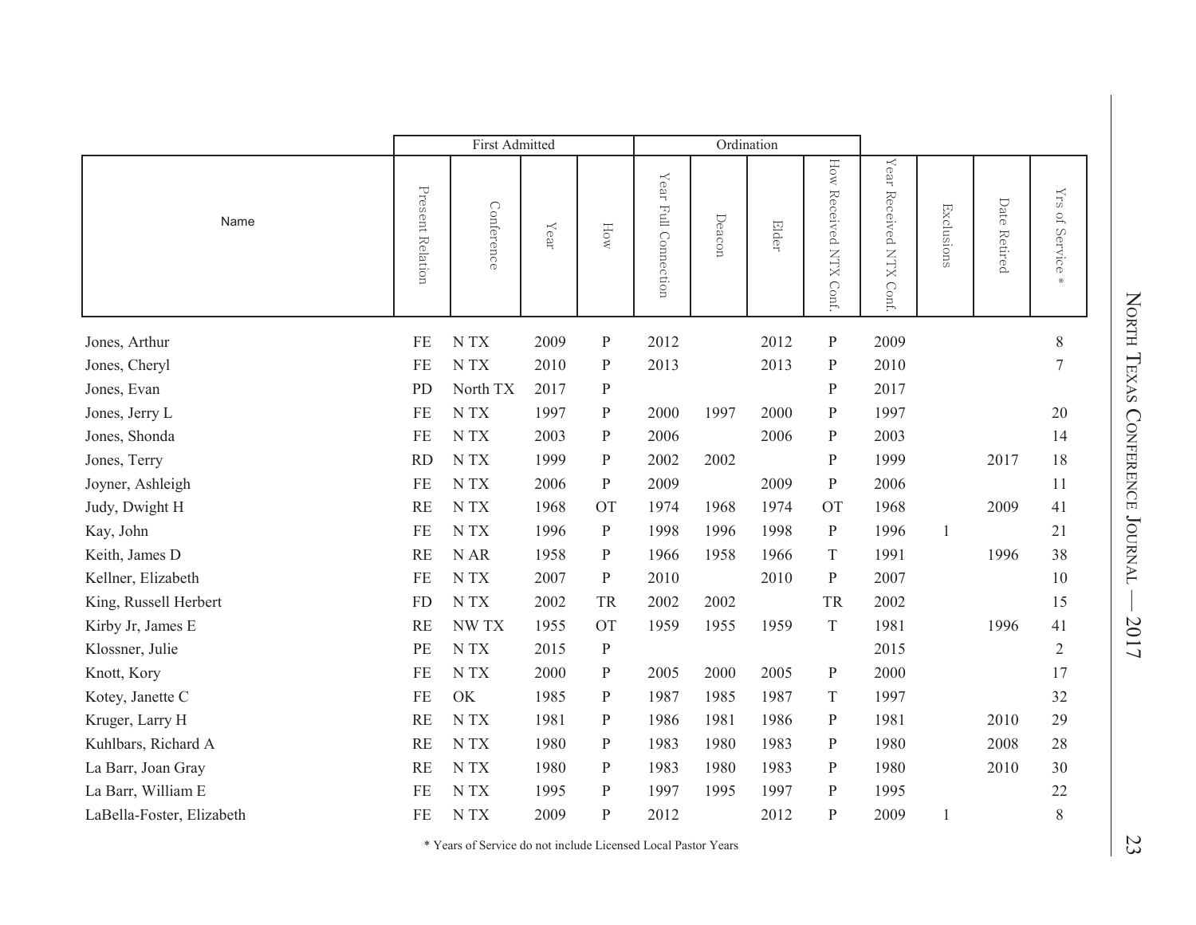| Name | First Admitted | | | | Ordination | | | | | | | |
|---|---|---|---|---|---|---|---|---|---|---|---|---|
| | Present Relation | Conference | Year | How | Year Full Connection | Deacon | Elder | How Received NTX Conf. | Year Received NTX Conf. | Exclusions | Date Retired | Yrs of Service * |
| Jones, Arthur | FE | N TX | 2009 | P | 2012 | | 2012 | P | 2009 | | | 8 |
| Jones, Cheryl | FE | N TX | 2010 | P | 2013 | | 2013 | P | 2010 | | | 7 |
| Jones, Evan | PD | North TX | 2017 | P | | | | P | 2017 | | | |
| Jones, Jerry L | FE | N TX | 1997 | P | 2000 | 1997 | 2000 | P | 1997 | | | 20 |
| Jones, Shonda | FE | N TX | 2003 | P | 2006 | | 2006 | P | 2003 | | | 14 |
| Jones, Terry | RD | N TX | 1999 | P | 2002 | 2002 | | P | 1999 | | 2017 | 18 |
| Joyner, Ashleigh | FE | N TX | 2006 | P | 2009 | | 2009 | P | 2006 | | | 11 |
| Judy, Dwight H | RE | N TX | 1968 | OT | 1974 | 1968 | 1974 | OT | 1968 | | 2009 | 41 |
| Kay, John | FE | N TX | 1996 | P | 1998 | 1996 | 1998 | P | 1996 | 1 | | 21 |
| Keith, James D | RE | N AR | 1958 | P | 1966 | 1958 | 1966 | T | 1991 | | 1996 | 38 |
| Kellner, Elizabeth | FE | N TX | 2007 | P | 2010 | | 2010 | P | 2007 | | | 10 |
| King, Russell Herbert | FD | N TX | 2002 | TR | 2002 | 2002 | | TR | 2002 | | | 15 |
| Kirby Jr, James E | RE | NW TX | 1955 | OT | 1959 | 1955 | 1959 | T | 1981 | | 1996 | 41 |
| Klossner, Julie | PE | N TX | 2015 | P | | | | | 2015 | | | 2 |
| Knott, Kory | FE | N TX | 2000 | P | 2005 | 2000 | 2005 | P | 2000 | | | 17 |
| Kotey, Janette C | FE | OK | 1985 | P | 1987 | 1985 | 1987 | T | 1997 | | | 32 |
| Kruger, Larry H | RE | N TX | 1981 | P | 1986 | 1981 | 1986 | P | 1981 | | 2010 | 29 |
| Kuhlbars, Richard A | RE | N TX | 1980 | P | 1983 | 1980 | 1983 | P | 1980 | | 2008 | 28 |
| La Barr, Joan Gray | RE | N TX | 1980 | P | 1983 | 1980 | 1983 | P | 1980 | | 2010 | 30 |
| La Barr, William E | FE | N TX | 1995 | P | 1997 | 1995 | 1997 | P | 1995 | | | 22 |
| LaBella-Foster, Elizabeth | FE | N TX | 2009 | P | 2012 | | 2012 | P | 2009 | 1 | | 8 |

* Years of Service do not include Licensed Local Pastor Years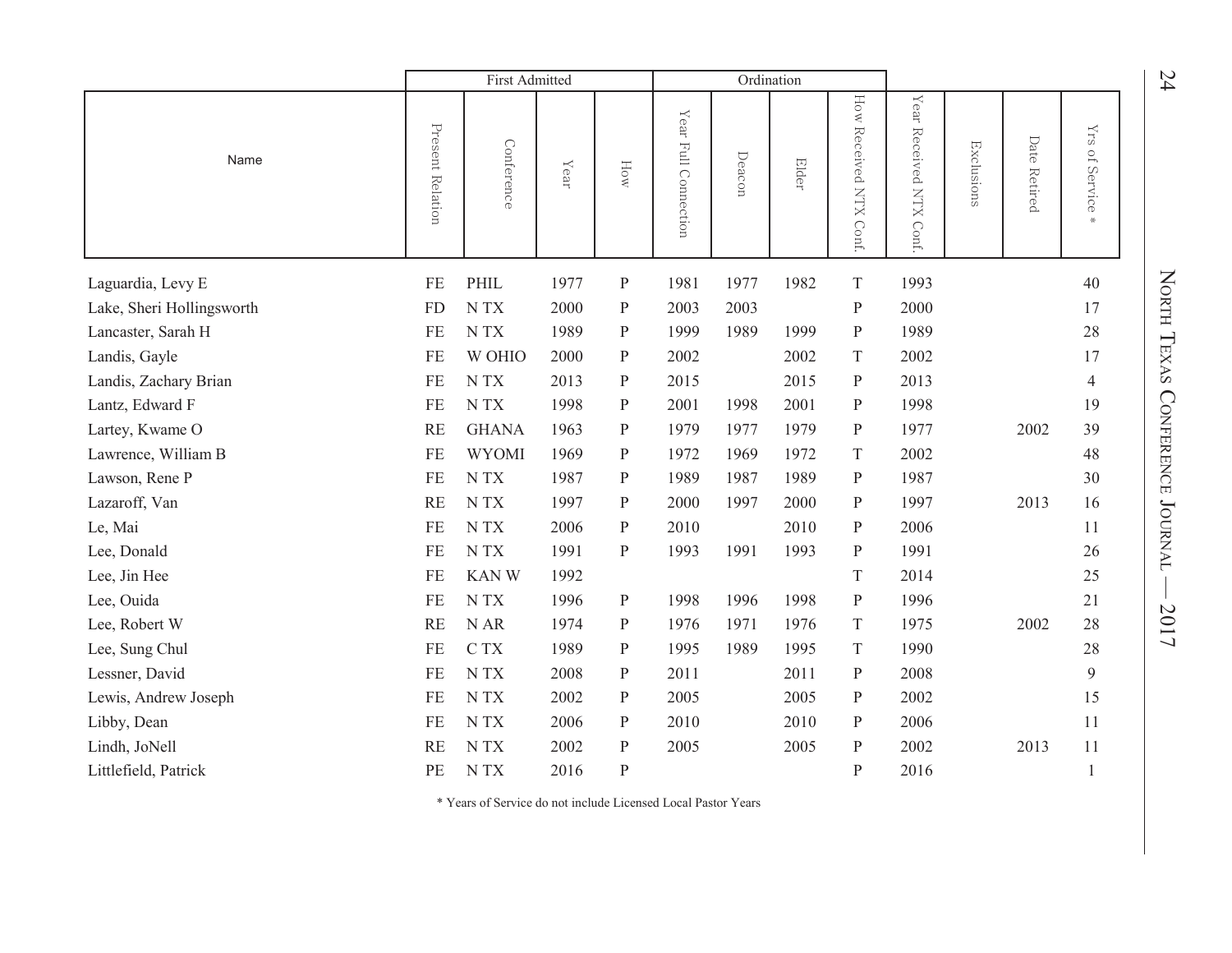| Name | First Admitted | | | | Ordination | | | | | | | |
|---|---|---|---|---|---|---|---|---|---|---|---|---|
| | Present Relation | Conference | Year | How | Year Full Connection | Deacon | Elder | How Received NTX Conf. | Year Received NTX Conf. | Exclusions | Date Retired | Yrs of Service * |
| Laguardia, Levy E | FE | PHIL | 1977 | P | 1981 | 1977 | 1982 | T | 1993 | | | 40 |
| Lake, Sheri Hollingsworth | FD | N TX | 2000 | P | 2003 | 2003 | | P | 2000 | | | 17 |
| Lancaster, Sarah H | FE | N TX | 1989 | P | 1999 | 1989 | 1999 | P | 1989 | | | 28 |
| Landis, Gayle | FE | W OHIO | 2000 | P | 2002 | | 2002 | T | 2002 | | | 17 |
| Landis, Zachary Brian | FE | N TX | 2013 | P | 2015 | | 2015 | P | 2013 | | | 4 |
| Lantz, Edward F | FE | N TX | 1998 | P | 2001 | 1998 | 2001 | P | 1998 | | | 19 |
| Lartey, Kwame O | RE | GHANA | 1963 | P | 1979 | 1977 | 1979 | P | 1977 | | 2002 | 39 |
| Lawrence, William B | FE | WYOMI | 1969 | P | 1972 | 1969 | 1972 | T | 2002 | | | 48 |
| Lawson, Rene P | FE | N TX | 1987 | P | 1989 | 1987 | 1989 | P | 1987 | | | 30 |
| Lazaroff, Van | RE | N TX | 1997 | P | 2000 | 1997 | 2000 | P | 1997 | | 2013 | 16 |
| Le, Mai | FE | N TX | 2006 | P | 2010 | | 2010 | P | 2006 | | | 11 |
| Lee, Donald | FE | N TX | 1991 | P | 1993 | 1991 | 1993 | P | 1991 | | | 26 |
| Lee, Jin Hee | FE | KAN W | 1992 | | | | | T | 2014 | | | 25 |
| Lee, Ouida | FE | N TX | 1996 | P | 1998 | 1996 | 1998 | P | 1996 | | | 21 |
| Lee, Robert W | RE | N AR | 1974 | P | 1976 | 1971 | 1976 | T | 1975 | | 2002 | 28 |
| Lee, Sung Chul | FE | C TX | 1989 | P | 1995 | 1989 | 1995 | T | 1990 | | | 28 |
| Lessner, David | FE | N TX | 2008 | P | 2011 | | 2011 | P | 2008 | | | 9 |
| Lewis, Andrew Joseph | FE | N TX | 2002 | P | 2005 | | 2005 | P | 2002 | | | 15 |
| Libby, Dean | FE | N TX | 2006 | P | 2010 | | 2010 | P | 2006 | | | 11 |
| Lindh, JoNell | RE | N TX | 2002 | P | 2005 | | 2005 | P | 2002 | | 2013 | 11 |
| Littlefield, Patrick | PE | N TX | 2016 | P | | | | P | 2016 | | | 1 |

* Years of Service do not include Licensed Local Pastor Years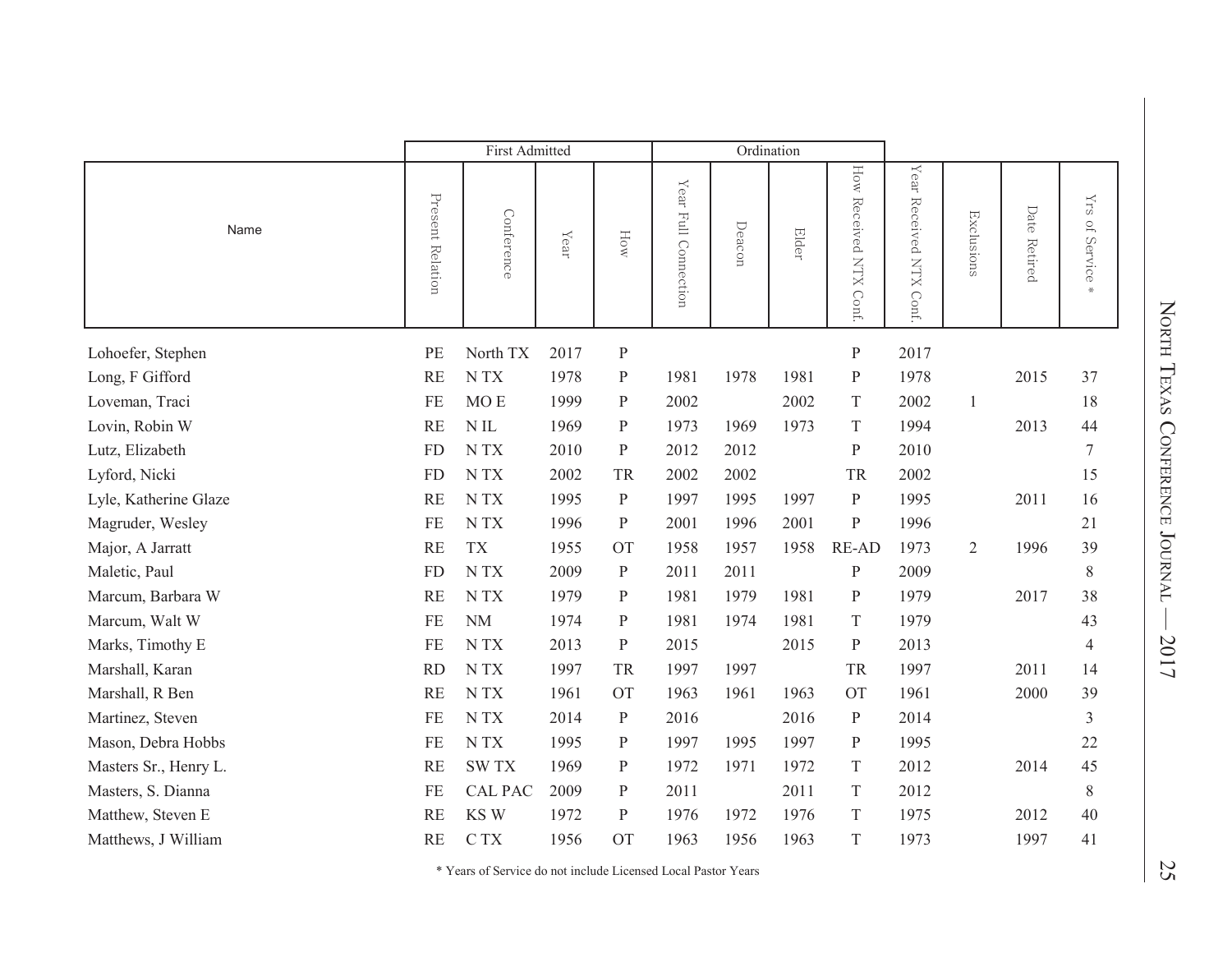| Name | First Admitted | | | | Ordination | | | | | | | |
|---|---|---|---|---|---|---|---|---|---|---|---|---|
| | Present Relation | Conference | Year | How | Year Full Connection | Deacon | Elder | How Received NTX Conf. | Year Received NTX Conf. | Exclusions | Date Retired | Yrs of Service * |
| Lohoefer, Stephen | PE | North TX | 2017 | P | | | | P | 2017 | | | |
| Long, F Gifford | RE | N TX | 1978 | P | 1981 | 1978 | 1981 | P | 1978 | | 2015 | 37 |
| Loveman, Traci | FE | MO E | 1999 | P | 2002 | | 2002 | T | 2002 | 1 | | 18 |
| Lovin, Robin W | RE | N IL | 1969 | P | 1973 | 1969 | 1973 | T | 1994 | | 2013 | 44 |
| Lutz, Elizabeth | FD | N TX | 2010 | P | 2012 | 2012 | | P | 2010 | | | 7 |
| Lyford, Nicki | FD | N TX | 2002 | TR | 2002 | 2002 | | TR | 2002 | | | 15 |
| Lyle, Katherine Glaze | RE | N TX | 1995 | P | 1997 | 1995 | 1997 | P | 1995 | | 2011 | 16 |
| Magruder, Wesley | FE | N TX | 1996 | P | 2001 | 1996 | 2001 | P | 1996 | | | 21 |
| Major, A Jarratt | RE | TX | 1955 | OT | 1958 | 1957 | 1958 | RE-AD | 1973 | 2 | 1996 | 39 |
| Maletic, Paul | FD | N TX | 2009 | P | 2011 | 2011 | | P | 2009 | | | 8 |
| Marcum, Barbara W | RE | N TX | 1979 | P | 1981 | 1979 | 1981 | P | 1979 | | 2017 | 38 |
| Marcum, Walt W | FE | NM | 1974 | P | 1981 | 1974 | 1981 | T | 1979 | | | 43 |
| Marks, Timothy E | FE | N TX | 2013 | P | 2015 | | 2015 | P | 2013 | | | 4 |
| Marshall, Karan | RD | N TX | 1997 | TR | 1997 | 1997 | | TR | 1997 | | 2011 | 14 |
| Marshall, R Ben | RE | N TX | 1961 | OT | 1963 | 1961 | 1963 | OT | 1961 | | 2000 | 39 |
| Martinez, Steven | FE | N TX | 2014 | P | 2016 | | 2016 | P | 2014 | | | 3 |
| Mason, Debra Hobbs | FE | N TX | 1995 | P | 1997 | 1995 | 1997 | P | 1995 | | | 22 |
| Masters Sr., Henry L. | RE | SW TX | 1969 | P | 1972 | 1971 | 1972 | T | 2012 | | 2014 | 45 |
| Masters, S. Dianna | FE | CAL PAC | 2009 | P | 2011 | | 2011 | T | 2012 | | | 8 |
| Matthew, Steven E | RE | KS W | 1972 | P | 1976 | 1972 | 1976 | T | 1975 | | 2012 | 40 |
| Matthews, J William | RE | C TX | 1956 | OT | 1963 | 1956 | 1963 | T | 1973 | | 1997 | 41 |

* Years of Service do not include Licensed Local Pastor Years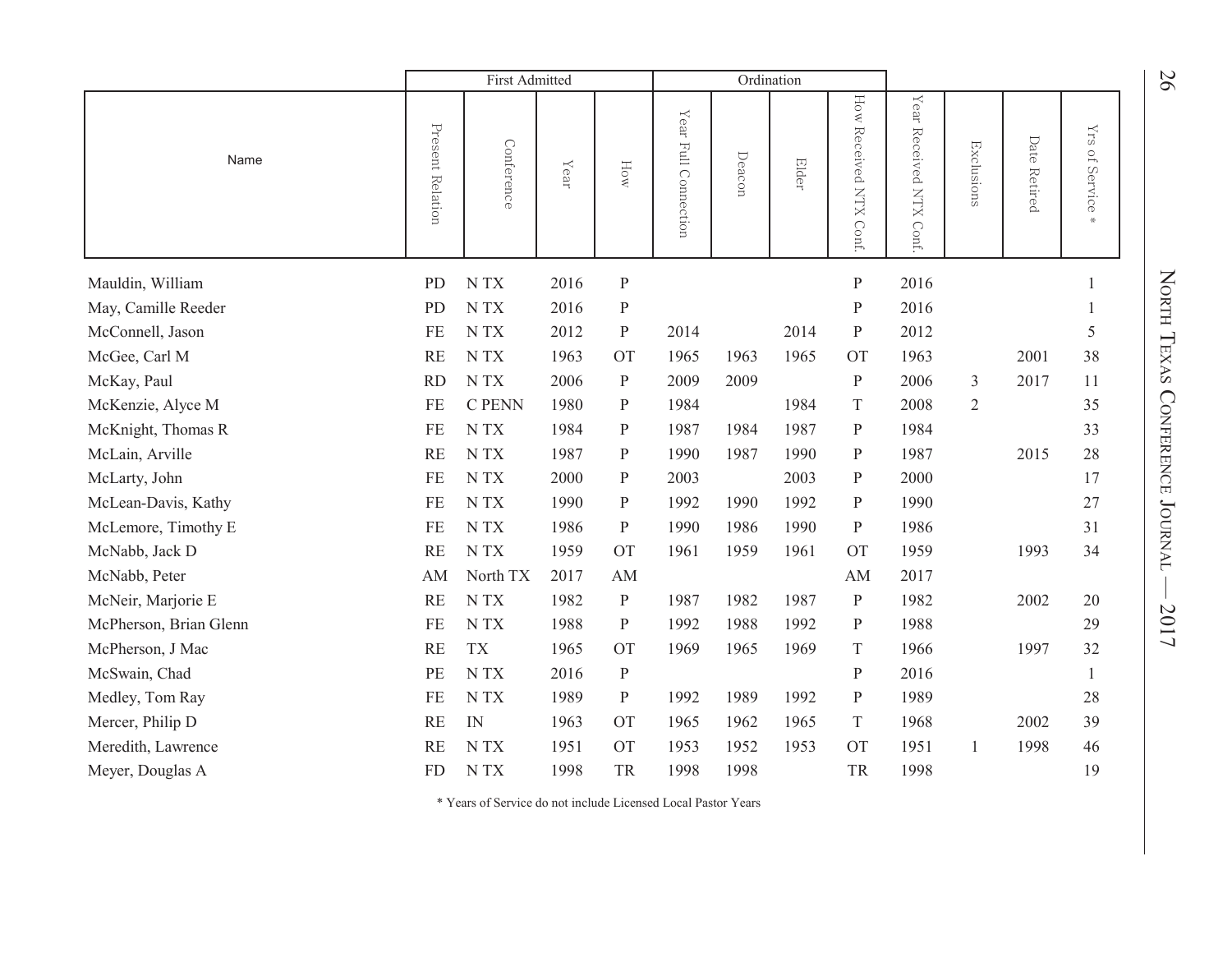| Name | First Admitted | | | | Ordination | | | | | | | |
|---|---|---|---|---|---|---|---|---|---|---|---|---|
| | Present Relation | Conference | Year | How | Year Full Connection | Deacon | Elder | How Received NTX Conf. | Year Received NTX Conf. | Exclusions | Date Retired | Yrs of Service * |
| Mauldin, William | PD | N TX | 2016 | P | | | | P | 2016 | | | 1 |
| May, Camille Reeder | PD | N TX | 2016 | P | | | | P | 2016 | | | 1 |
| McConnell, Jason | FE | N TX | 2012 | P | 2014 | | 2014 | P | 2012 | | | 5 |
| McGee, Carl M | RE | N TX | 1963 | OT | 1965 | 1963 | 1965 | OT | 1963 | | 2001 | 38 |
| McKay, Paul | RD | N TX | 2006 | P | 2009 | 2009 | | P | 2006 | 3 | 2017 | 11 |
| McKenzie, Alyce M | FE | C PENN | 1980 | P | 1984 | | 1984 | T | 2008 | 2 | | 35 |
| McKnight, Thomas R | FE | N TX | 1984 | P | 1987 | 1984 | 1987 | P | 1984 | | | 33 |
| McLain, Arville | RE | N TX | 1987 | P | 1990 | 1987 | 1990 | P | 1987 | | 2015 | 28 |
| McLarty, John | FE | N TX | 2000 | P | 2003 | | 2003 | P | 2000 | | | 17 |
| McLean-Davis, Kathy | FE | N TX | 1990 | P | 1992 | 1990 | 1992 | P | 1990 | | | 27 |
| McLemore, Timothy E | FE | N TX | 1986 | P | 1990 | 1986 | 1990 | P | 1986 | | | 31 |
| McNabb, Jack D | RE | N TX | 1959 | OT | 1961 | 1959 | 1961 | OT | 1959 | | 1993 | 34 |
| McNabb, Peter | AM | North TX | 2017 | AM | | | | AM | 2017 | | | |
| McNeir, Marjorie E | RE | N TX | 1982 | P | 1987 | 1982 | 1987 | P | 1982 | | 2002 | 20 |
| McPherson, Brian Glenn | FE | N TX | 1988 | P | 1992 | 1988 | 1992 | P | 1988 | | | 29 |
| McPherson, J Mac | RE | TX | 1965 | OT | 1969 | 1965 | 1969 | T | 1966 | | 1997 | 32 |
| McSwain, Chad | PE | N TX | 2016 | P | | | | P | 2016 | | | 1 |
| Medley, Tom Ray | FE | N TX | 1989 | P | 1992 | 1989 | 1992 | P | 1989 | | | 28 |
| Mercer, Philip D | RE | IN | 1963 | OT | 1965 | 1962 | 1965 | T | 1968 | | 2002 | 39 |
| Meredith, Lawrence | RE | N TX | 1951 | OT | 1953 | 1952 | 1953 | OT | 1951 | 1 | 1998 | 46 |
| Meyer, Douglas A | FD | N TX | 1998 | TR | 1998 | 1998 | | TR | 1998 | | | 19 |

* Years of Service do not include Licensed Local Pastor Years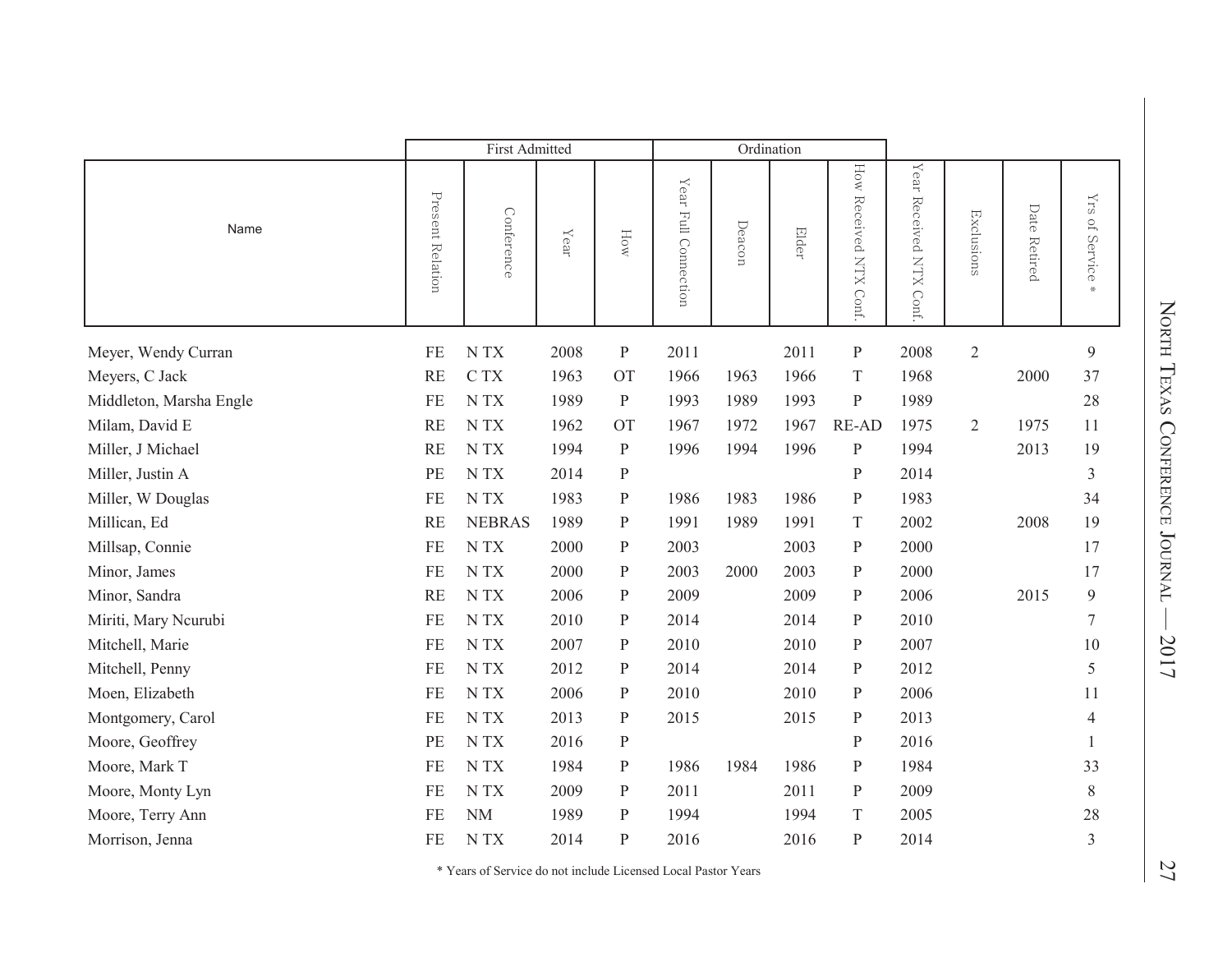| Name | First Admitted | | | | Ordination | | | | | | | |
|---|---|---|---|---|---|---|---|---|---|---|---|---|
| | Present Relation | Conference | Year | How | Year Full Connection | Deacon | Elder | How Received NTX Conf. | Year Received NTX Conf. | Exclusions | Date Retired | Yrs of Service * |
| Meyer, Wendy Curran | FE | N TX | 2008 | P | 2011 | | 2011 | P | 2008 | 2 | | 9 |
| Meyers, C Jack | RE | C TX | 1963 | OT | 1966 | 1963 | 1966 | T | 1968 | | 2000 | 37 |
| Middleton, Marsha Engle | FE | N TX | 1989 | P | 1993 | 1989 | 1993 | P | 1989 | | | 28 |
| Milam, David E | RE | N TX | 1962 | OT | 1967 | 1972 | 1967 | RE-AD | 1975 | 2 | 1975 | 11 |
| Miller, J Michael | RE | N TX | 1994 | P | 1996 | 1994 | 1996 | P | 1994 | | 2013 | 19 |
| Miller, Justin A | PE | N TX | 2014 | P | | | | P | 2014 | | | 3 |
| Miller, W Douglas | FE | N TX | 1983 | P | 1986 | 1983 | 1986 | P | 1983 | | | 34 |
| Millican, Ed | RE | NEBRAS | 1989 | P | 1991 | 1989 | 1991 | T | 2002 | | 2008 | 19 |
| Millsap, Connie | FE | N TX | 2000 | P | 2003 | | 2003 | P | 2000 | | | 17 |
| Minor, James | FE | N TX | 2000 | P | 2003 | 2000 | 2003 | P | 2000 | | | 17 |
| Minor, Sandra | RE | N TX | 2006 | P | 2009 | | 2009 | P | 2006 | | 2015 | 9 |
| Miriti, Mary Ncurubi | FE | N TX | 2010 | P | 2014 | | 2014 | P | 2010 | | | 7 |
| Mitchell, Marie | FE | N TX | 2007 | P | 2010 | | 2010 | P | 2007 | | | 10 |
| Mitchell, Penny | FE | N TX | 2012 | P | 2014 | | 2014 | P | 2012 | | | 5 |
| Moen, Elizabeth | FE | N TX | 2006 | P | 2010 | | 2010 | P | 2006 | | | 11 |
| Montgomery, Carol | FE | N TX | 2013 | P | 2015 | | 2015 | P | 2013 | | | 4 |
| Moore, Geoffrey | PE | N TX | 2016 | P | | | | P | 2016 | | | 1 |
| Moore, Mark T | FE | N TX | 1984 | P | 1986 | 1984 | 1986 | P | 1984 | | | 33 |
| Moore, Monty Lyn | FE | N TX | 2009 | P | 2011 | | 2011 | P | 2009 | | | 8 |
| Moore, Terry Ann | FE | NM | 1989 | P | 1994 | | 1994 | T | 2005 | | | 28 |
| Morrison, Jenna | FE | N TX | 2014 | P | 2016 | | 2016 | P | 2014 | | | 3 |

* Years of Service do not include Licensed Local Pastor Years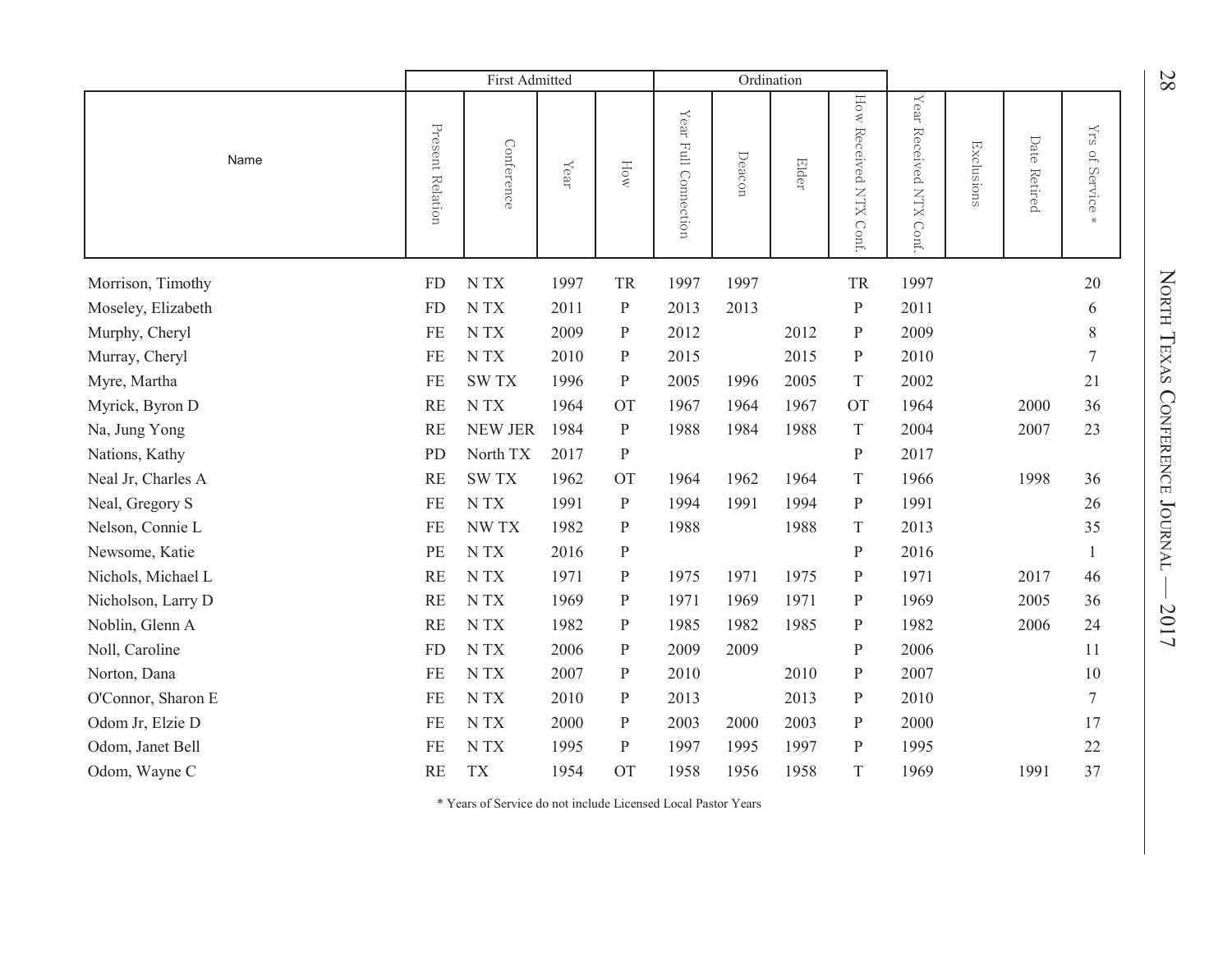| Name | First Admitted | | | | Ordination | | | | | | | |
|---|---|---|---|---|---|---|---|---|---|---|---|---|
| | Present Relation | Conference | Year | How | Year Full Connection | Deacon | Elder | How Received NTX Conf. | Year Received NTX Conf. | Exclusions | Date Retired | Yrs of Service * |
| Morrison, Timothy | FD | N TX | 1997 | TR | 1997 | 1997 | | TR | 1997 | | | 20 |
| Moseley, Elizabeth | FD | N TX | 2011 | P | 2013 | 2013 | | P | 2011 | | | 6 |
| Murphy, Cheryl | FE | N TX | 2009 | P | 2012 | | 2012 | P | 2009 | | | 8 |
| Murray, Cheryl | FE | N TX | 2010 | P | 2015 | | 2015 | P | 2010 | | | 7 |
| Myre, Martha | FE | SW TX | 1996 | P | 2005 | 1996 | 2005 | T | 2002 | | | 21 |
| Myrick, Byron D | RE | N TX | 1964 | OT | 1967 | 1964 | 1967 | OT | 1964 | | 2000 | 36 |
| Na, Jung Yong | RE | NEW JER | 1984 | P | 1988 | 1984 | 1988 | T | 2004 | | 2007 | 23 |
| Nations, Kathy | PD | North TX | 2017 | P | | | | P | 2017 | | | |
| Neal Jr, Charles A | RE | SW TX | 1962 | OT | 1964 | 1962 | 1964 | T | 1966 | | 1998 | 36 |
| Neal, Gregory S | FE | N TX | 1991 | P | 1994 | 1991 | 1994 | P | 1991 | | | 26 |
| Nelson, Connie L | FE | NW TX | 1982 | P | 1988 | | 1988 | T | 2013 | | | 35 |
| Newsome, Katie | PE | N TX | 2016 | P | | | | P | 2016 | | | 1 |
| Nichols, Michael L | RE | N TX | 1971 | P | 1975 | 1971 | 1975 | P | 1971 | | 2017 | 46 |
| Nicholson, Larry D | RE | N TX | 1969 | P | 1971 | 1969 | 1971 | P | 1969 | | 2005 | 36 |
| Noblin, Glenn A | RE | N TX | 1982 | P | 1985 | 1982 | 1985 | P | 1982 | | 2006 | 24 |
| Noll, Caroline | FD | N TX | 2006 | P | 2009 | 2009 | | P | 2006 | | | 11 |
| Norton, Dana | FE | N TX | 2007 | P | 2010 | | 2010 | P | 2007 | | | 10 |
| O'Connor, Sharon E | FE | N TX | 2010 | P | 2013 | | 2013 | P | 2010 | | | 7 |
| Odom Jr, Elzie D | FE | N TX | 2000 | P | 2003 | 2000 | 2003 | P | 2000 | | | 17 |
| Odom, Janet Bell | FE | N TX | 1995 | P | 1997 | 1995 | 1997 | P | 1995 | | | 22 |
| Odom, Wayne C | RE | TX | 1954 | OT | 1958 | 1956 | 1958 | T | 1969 | | 1991 | 37 |

* Years of Service do not include Licensed Local Pastor Years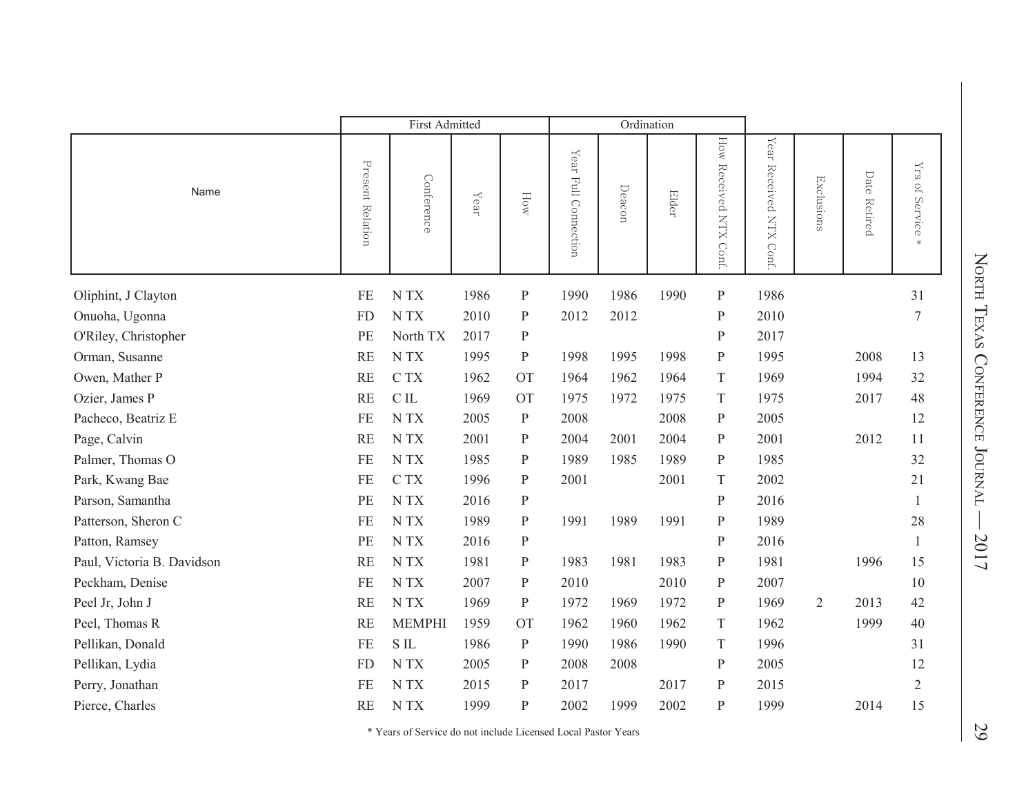| | First Admitted | | | | Ordination | | | | | | | |
|---|---|---|---|---|---|---|---|---|---|---|---|---|
| Name | Present Relation | Conference | Year | How | Year Full Connection | Deacon | Elder | How Received NTX Conf. | Year Received NTX Conf. | Exclusions | Date Retired | Yrs of Service * |
| Oliphint, J Clayton | FE | N TX | 1986 | P | 1990 | 1986 | 1990 | P | 1986 | | | 31 |
| Onuoha, Ugonna | FD | N TX | 2010 | P | 2012 | 2012 | | P | 2010 | | | 7 |
| O'Riley, Christopher | PE | North TX | 2017 | P | | | | P | 2017 | | | |
| Orman, Susanne | RE | N TX | 1995 | P | 1998 | 1995 | 1998 | P | 1995 | | 2008 | 13 |
| Owen, Mather P | RE | C TX | 1962 | OT | 1964 | 1962 | 1964 | T | 1969 | | 1994 | 32 |
| Ozier, James P | RE | C IL | 1969 | OT | 1975 | 1972 | 1975 | T | 1975 | | 2017 | 48 |
| Pacheco, Beatriz E | FE | N TX | 2005 | P | 2008 | | 2008 | P | 2005 | | | 12 |
| Page, Calvin | RE | N TX | 2001 | P | 2004 | 2001 | 2004 | P | 2001 | | 2012 | 11 |
| Palmer, Thomas O | FE | N TX | 1985 | P | 1989 | 1985 | 1989 | P | 1985 | | | 32 |
| Park, Kwang Bae | FE | C TX | 1996 | P | 2001 | | 2001 | T | 2002 | | | 21 |
| Parson, Samantha | PE | N TX | 2016 | P | | | | P | 2016 | | | 1 |
| Patterson, Sheron C | FE | N TX | 1989 | P | 1991 | 1989 | 1991 | P | 1989 | | | 28 |
| Patton, Ramsey | PE | N TX | 2016 | P | | | | P | 2016 | | | 1 |
| Paul, Victoria B. Davidson | RE | N TX | 1981 | P | 1983 | 1981 | 1983 | P | 1981 | | 1996 | 15 |
| Peckham, Denise | FE | N TX | 2007 | P | 2010 | | 2010 | P | 2007 | | | 10 |
| Peel Jr, John J | RE | N TX | 1969 | P | 1972 | 1969 | 1972 | P | 1969 | 2 | 2013 | 42 |
| Peel, Thomas R | RE | MEMPHI | 1959 | OT | 1962 | 1960 | 1962 | T | 1962 | | 1999 | 40 |
| Pellikan, Donald | FE | S IL | 1986 | P | 1990 | 1986 | 1990 | T | 1996 | | | 31 |
| Pellikan, Lydia | FD | N TX | 2005 | P | 2008 | 2008 | | P | 2005 | | | 12 |
| Perry, Jonathan | FE | N TX | 2015 | P | 2017 | | 2017 | P | 2015 | | | 2 |
| Pierce, Charles | RE | N TX | 1999 | P | 2002 | 1999 | 2002 | P | 1999 | | 2014 | 15 |

\* Years of Service do not include Licensed Local Pastor Years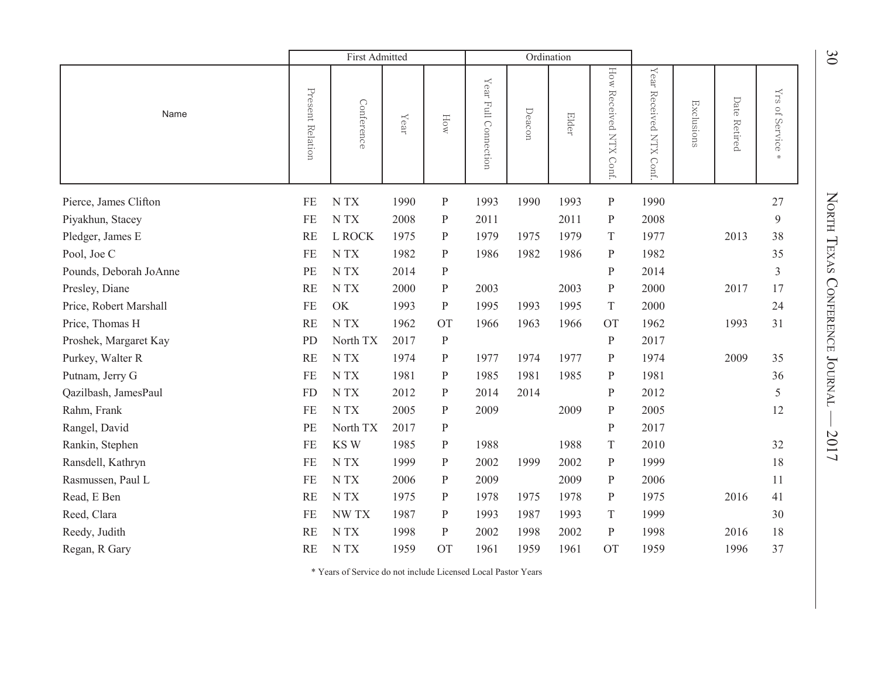| Name | First Admitted | | | | Ordination | | | | | | | |
|---|---|---|---|---|---|---|---|---|---|---|---|---|
| | Present Relation | Conference | Year | How | Year Full Connection | Deacon | Elder | How Received NTX Conf. | Year Received NTX Conf. | Exclusions | Date Retired | Yrs of Service * |
| Pierce, James Clifton | FE | N TX | 1990 | P | 1993 | 1990 | 1993 | P | 1990 | | | 27 |
| Piyakhun, Stacey | FE | N TX | 2008 | P | 2011 | | 2011 | P | 2008 | | | 9 |
| Pledger, James E | RE | L ROCK | 1975 | P | 1979 | 1975 | 1979 | T | 1977 | | 2013 | 38 |
| Pool, Joe C | FE | N TX | 1982 | P | 1986 | 1982 | 1986 | P | 1982 | | | 35 |
| Pounds, Deborah JoAnne | PE | N TX | 2014 | P | | | | P | 2014 | | | 3 |
| Presley, Diane | RE | N TX | 2000 | P | 2003 | | 2003 | P | 2000 | | 2017 | 17 |
| Price, Robert Marshall | FE | OK | 1993 | P | 1995 | 1993 | 1995 | T | 2000 | | | 24 |
| Price, Thomas H | RE | N TX | 1962 | OT | 1966 | 1963 | 1966 | OT | 1962 | | 1993 | 31 |
| Proshek, Margaret Kay | PD | North TX | 2017 | P | | | | P | 2017 | | | |
| Purkey, Walter R | RE | N TX | 1974 | P | 1977 | 1974 | 1977 | P | 1974 | | 2009 | 35 |
| Putnam, Jerry G | FE | N TX | 1981 | P | 1985 | 1981 | 1985 | P | 1981 | | | 36 |
| Qazilbash, JamesPaul | FD | N TX | 2012 | P | 2014 | 2014 | | P | 2012 | | | 5 |
| Rahm, Frank | FE | N TX | 2005 | P | 2009 | | 2009 | P | 2005 | | | 12 |
| Rangel, David | PE | North TX | 2017 | P | | | | P | 2017 | | | |
| Rankin, Stephen | FE | KS W | 1985 | P | 1988 | | 1988 | T | 2010 | | | 32 |
| Ransdell, Kathryn | FE | N TX | 1999 | P | 2002 | 1999 | 2002 | P | 1999 | | | 18 |
| Rasmussen, Paul L | FE | N TX | 2006 | P | 2009 | | 2009 | P | 2006 | | | 11 |
| Read, E Ben | RE | N TX | 1975 | P | 1978 | 1975 | 1978 | P | 1975 | | 2016 | 41 |
| Reed, Clara | FE | NW TX | 1987 | P | 1993 | 1987 | 1993 | T | 1999 | | | 30 |
| Reedy, Judith | RE | N TX | 1998 | P | 2002 | 1998 | 2002 | P | 1998 | | 2016 | 18 |
| Regan, R Gary | RE | N TX | 1959 | OT | 1961 | 1959 | 1961 | OT | 1959 | | 1996 | 37 |

* Years of Service do not include Licensed Local Pastor Years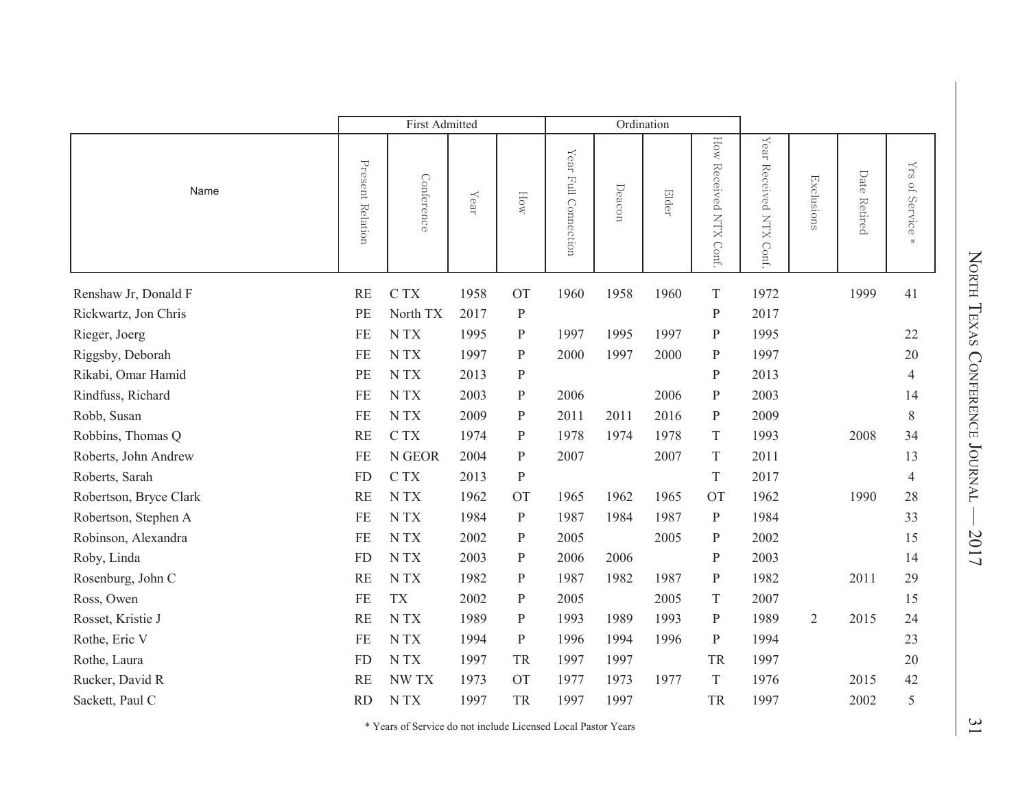| Name | | First Admitted | | | | Ordination | | | | | | |
|---|---|---|---|---|---|---|---|---|---|---|---|---|
| | Present Relation | Conference | Year | How | Year Full Connection | Deacon | Elder | How Received NTX Conf. | Year Received NTX Conf. | Exclusions | Date Retired | Yrs of Service * |
| Renshaw Jr, Donald F | RE | C TX | 1958 | OT | 1960 | 1958 | 1960 | T | 1972 | | 1999 | 41 |
| Rickwartz, Jon Chris | PE | North TX | 2017 | P | | | | P | 2017 | | | |
| Rieger, Joerg | FE | N TX | 1995 | P | 1997 | 1995 | 1997 | P | 1995 | | | 22 |
| Riggsby, Deborah | FE | N TX | 1997 | P | 2000 | 1997 | 2000 | P | 1997 | | | 20 |
| Rikabi, Omar Hamid | PE | N TX | 2013 | P | | | | P | 2013 | | | 4 |
| Rindfuss, Richard | FE | N TX | 2003 | P | 2006 | | 2006 | P | 2003 | | | 14 |
| Robb, Susan | FE | N TX | 2009 | P | 2011 | 2011 | 2016 | P | 2009 | | | 8 |
| Robbins, Thomas Q | RE | C TX | 1974 | P | 1978 | 1974 | 1978 | T | 1993 | | 2008 | 34 |
| Roberts, John Andrew | FE | N GEOR | 2004 | P | 2007 | | 2007 | T | 2011 | | | 13 |
| Roberts, Sarah | FD | C TX | 2013 | P | | | | T | 2017 | | | 4 |
| Robertson, Bryce Clark | RE | N TX | 1962 | OT | 1965 | 1962 | 1965 | OT | 1962 | | 1990 | 28 |
| Robertson, Stephen A | FE | N TX | 1984 | P | 1987 | 1984 | 1987 | P | 1984 | | | 33 |
| Robinson, Alexandra | FE | N TX | 2002 | P | 2005 | | 2005 | P | 2002 | | | 15 |
| Roby, Linda | FD | N TX | 2003 | P | 2006 | 2006 | | P | 2003 | | | 14 |
| Rosenburg, John C | RE | N TX | 1982 | P | 1987 | 1982 | 1987 | P | 1982 | | 2011 | 29 |
| Ross, Owen | FE | TX | 2002 | P | 2005 | | 2005 | T | 2007 | | | 15 |
| Rosset, Kristie J | RE | N TX | 1989 | P | 1993 | 1989 | 1993 | P | 1989 | 2 | 2015 | 24 |
| Rothe, Eric V | FE | N TX | 1994 | P | 1996 | 1994 | 1996 | P | 1994 | | | 23 |
| Rothe, Laura | FD | N TX | 1997 | TR | 1997 | 1997 | | TR | 1997 | | | 20 |
| Rucker, David R | RE | NW TX | 1973 | OT | 1977 | 1973 | 1977 | T | 1976 | | 2015 | 42 |
| Sackett, Paul C | RD | N TX | 1997 | TR | 1997 | 1997 | | TR | 1997 | | 2002 | 5 |

* Years of Service do not include Licensed Local Pastor Years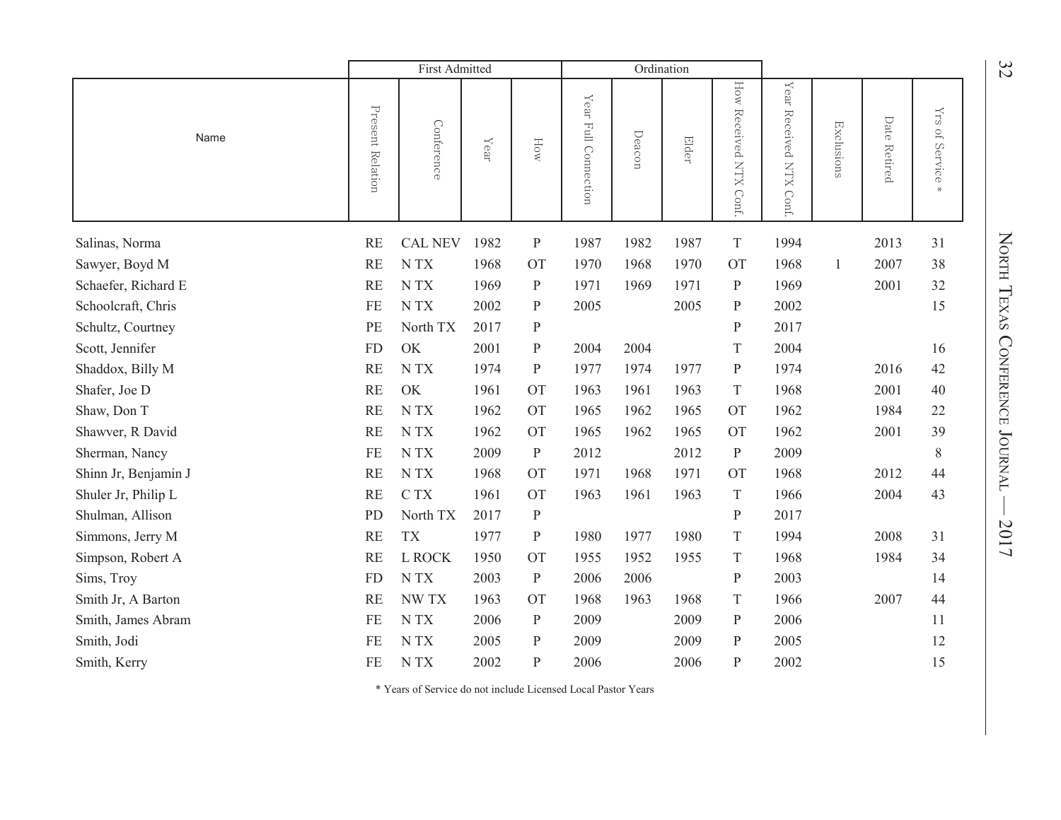| Name | First Admitted | | | | Ordination | | | | | | | |
|---|---|---|---|---|---|---|---|---|---|---|---|---|
| | Present Relation | Conference | Year | How | Year Full Connection | Deacon | Elder | How Received NTX Conf. | Year Received NTX Conf. | Exclusions | Date Retired | Yrs of Service * |
| Salinas, Norma | RE | CAL NEV | 1982 | P | 1987 | 1982 | 1987 | T | 1994 | | 2013 | 31 |
| Sawyer, Boyd M | RE | N TX | 1968 | OT | 1970 | 1968 | 1970 | OT | 1968 | 1 | 2007 | 38 |
| Schaefer, Richard E | RE | N TX | 1969 | P | 1971 | 1969 | 1971 | P | 1969 | | 2001 | 32 |
| Schoolcraft, Chris | FE | N TX | 2002 | P | 2005 | | 2005 | P | 2002 | | | 15 |
| Schultz, Courtney | PE | North TX | 2017 | P | | | | P | 2017 | | | |
| Scott, Jennifer | FD | OK | 2001 | P | 2004 | 2004 | | T | 2004 | | | 16 |
| Shaddox, Billy M | RE | N TX | 1974 | P | 1977 | 1974 | 1977 | P | 1974 | | 2016 | 42 |
| Shafer, Joe D | RE | OK | 1961 | OT | 1963 | 1961 | 1963 | T | 1968 | | 2001 | 40 |
| Shaw, Don T | RE | N TX | 1962 | OT | 1965 | 1962 | 1965 | OT | 1962 | | 1984 | 22 |
| Shawver, R David | RE | N TX | 1962 | OT | 1965 | 1962 | 1965 | OT | 1962 | | 2001 | 39 |
| Sherman, Nancy | FE | N TX | 2009 | P | 2012 | | 2012 | P | 2009 | | | 8 |
| Shinn Jr, Benjamin J | RE | N TX | 1968 | OT | 1971 | 1968 | 1971 | OT | 1968 | | 2012 | 44 |
| Shuler Jr, Philip L | RE | C TX | 1961 | OT | 1963 | 1961 | 1963 | T | 1966 | | 2004 | 43 |
| Shulman, Allison | PD | North TX | 2017 | P | | | | P | 2017 | | | |
| Simmons, Jerry M | RE | TX | 1977 | P | 1980 | 1977 | 1980 | T | 1994 | | 2008 | 31 |
| Simpson, Robert A | RE | L ROCK | 1950 | OT | 1955 | 1952 | 1955 | T | 1968 | | 1984 | 34 |
| Sims, Troy | FD | N TX | 2003 | P | 2006 | 2006 | | P | 2003 | | | 14 |
| Smith Jr, A Barton | RE | NW TX | 1963 | OT | 1968 | 1963 | 1968 | T | 1966 | | 2007 | 44 |
| Smith, James Abram | FE | N TX | 2006 | P | 2009 | | 2009 | P | 2006 | | | 11 |
| Smith, Jodi | FE | N TX | 2005 | P | 2009 | | 2009 | P | 2005 | | | 12 |
| Smith, Kerry | FE | N TX | 2002 | P | 2006 | | 2006 | P | 2002 | | | 15 |

* Years of Service do not include Licensed Local Pastor Years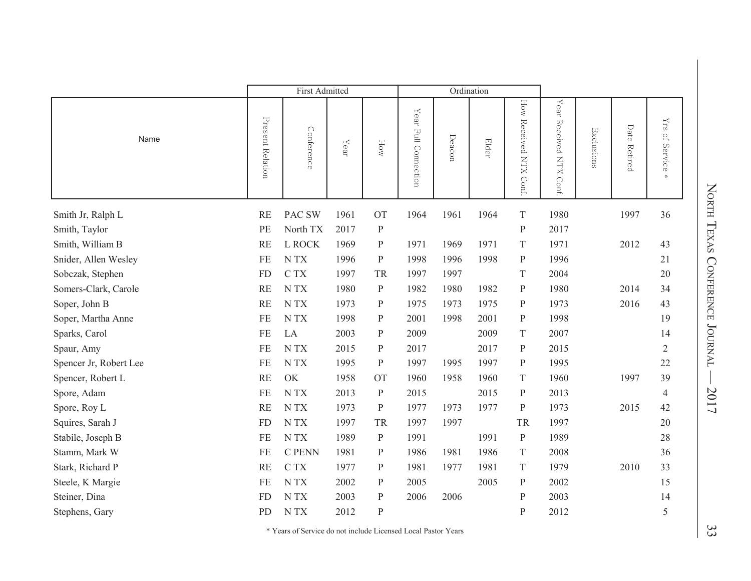| Name | First Admitted | | | | Ordination | | | | | | | |
|---|---|---|---|---|---|---|---|---|---|---|---|---|
| | Present Relation | Conference | Year | How | Year Full Connection | Deacon | Elder | How Received NTX Conf. | Year Received NTX Conf. | Exclusions | Date Retired | Yrs of Service * |
| Smith Jr, Ralph L | RE | PAC SW | 1961 | OT | 1964 | 1961 | 1964 | T | 1980 | | 1997 | 36 |
| Smith, Taylor | PE | North TX | 2017 | P | | | | P | 2017 | | | |
| Smith, William B | RE | L ROCK | 1969 | P | 1971 | 1969 | 1971 | T | 1971 | | 2012 | 43 |
| Snider, Allen Wesley | FE | N TX | 1996 | P | 1998 | 1996 | 1998 | P | 1996 | | | 21 |
| Sobczak, Stephen | FD | C TX | 1997 | TR | 1997 | 1997 | | T | 2004 | | | 20 |
| Somers-Clark, Carole | RE | N TX | 1980 | P | 1982 | 1980 | 1982 | P | 1980 | | 2014 | 34 |
| Soper, John B | RE | N TX | 1973 | P | 1975 | 1973 | 1975 | P | 1973 | | 2016 | 43 |
| Soper, Martha Anne | FE | N TX | 1998 | P | 2001 | 1998 | 2001 | P | 1998 | | | 19 |
| Sparks, Carol | FE | LA | 2003 | P | 2009 | | 2009 | T | 2007 | | | 14 |
| Spaur, Amy | FE | N TX | 2015 | P | 2017 | | 2017 | P | 2015 | | | 2 |
| Spencer Jr, Robert Lee | FE | N TX | 1995 | P | 1997 | 1995 | 1997 | P | 1995 | | | 22 |
| Spencer, Robert L | RE | OK | 1958 | OT | 1960 | 1958 | 1960 | T | 1960 | | 1997 | 39 |
| Spore, Adam | FE | N TX | 2013 | P | 2015 | | 2015 | P | 2013 | | | 4 |
| Spore, Roy L | RE | N TX | 1973 | P | 1977 | 1973 | 1977 | P | 1973 | | 2015 | 42 |
| Squires, Sarah J | FD | N TX | 1997 | TR | 1997 | 1997 | | TR | 1997 | | | 20 |
| Stabile, Joseph B | FE | N TX | 1989 | P | 1991 | | 1991 | P | 1989 | | | 28 |
| Stamm, Mark W | FE | C PENN | 1981 | P | 1986 | 1981 | 1986 | T | 2008 | | | 36 |
| Stark, Richard P | RE | C TX | 1977 | P | 1981 | 1977 | 1981 | T | 1979 | | 2010 | 33 |
| Steele, K Margie | FE | N TX | 2002 | P | 2005 | | 2005 | P | 2002 | | | 15 |
| Steiner, Dina | FD | N TX | 2003 | P | 2006 | 2006 | | P | 2003 | | | 14 |
| Stephens, Gary | PD | N TX | 2012 | P | | | | P | 2012 | | | 5 |

* Years of Service do not include Licensed Local Pastor Years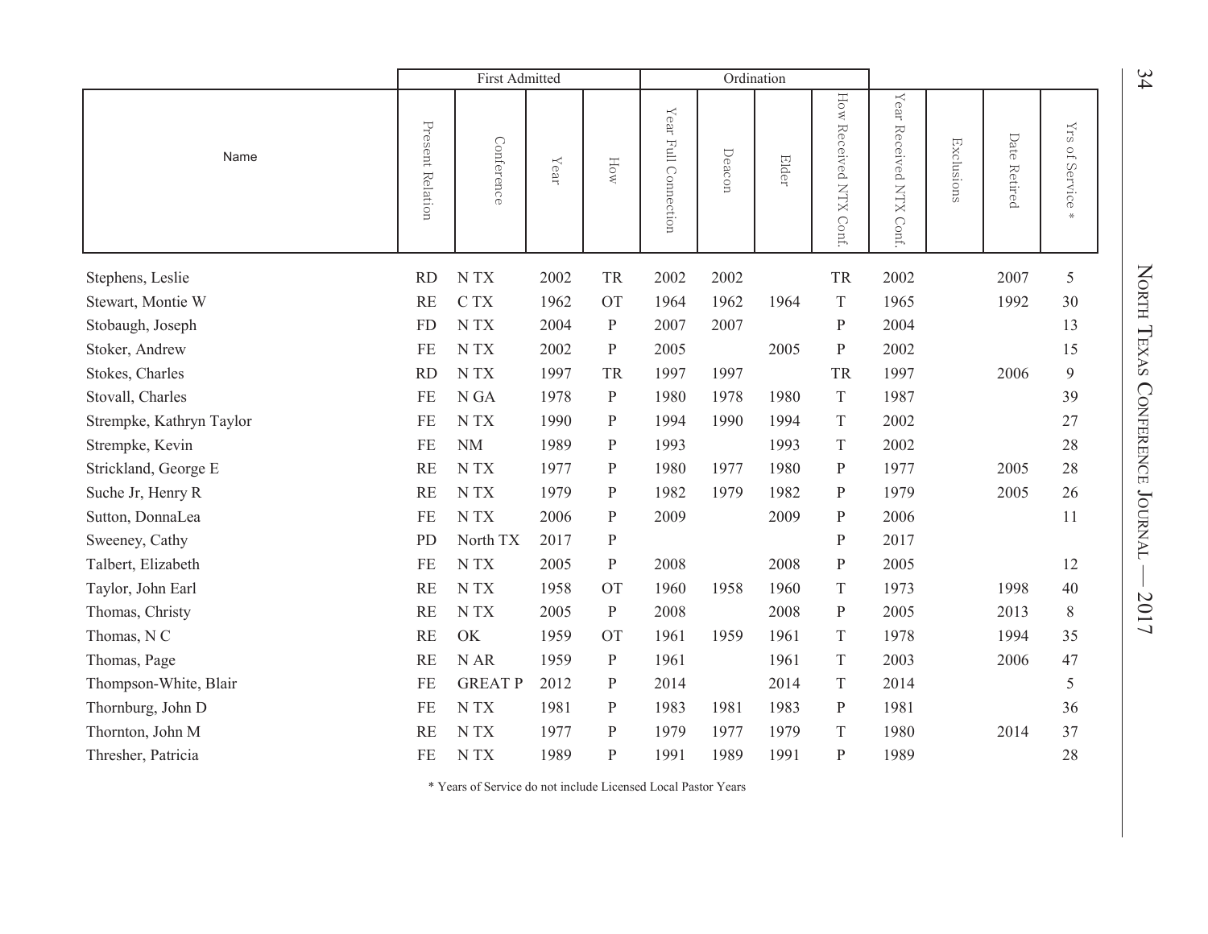| Name | First Admitted | | | | Ordination | | | | | | | |
|---|---|---|---|---|---|---|---|---|---|---|---|---|
| | Present Relation | Conference | Year | How | Year Full Connection | Deacon | Elder | How Received NTX Conf. | Year Received NTX Conf. | Exclusions | Date Retired | Yrs of Service * |
| Stephens, Leslie | RD | N TX | 2002 | TR | 2002 | 2002 | | TR | 2002 | | 2007 | 5 |
| Stewart, Montie W | RE | C TX | 1962 | OT | 1964 | 1962 | 1964 | T | 1965 | | 1992 | 30 |
| Stobaugh, Joseph | FD | N TX | 2004 | P | 2007 | 2007 | | P | 2004 | | | 13 |
| Stoker, Andrew | FE | N TX | 2002 | P | 2005 | | 2005 | P | 2002 | | | 15 |
| Stokes, Charles | RD | N TX | 1997 | TR | 1997 | 1997 | | TR | 1997 | | 2006 | 9 |
| Stovall, Charles | FE | N GA | 1978 | P | 1980 | 1978 | 1980 | T | 1987 | | | 39 |
| Strempke, Kathryn Taylor | FE | N TX | 1990 | P | 1994 | 1990 | 1994 | T | 2002 | | | 27 |
| Strempke, Kevin | FE | NM | 1989 | P | 1993 | | 1993 | T | 2002 | | | 28 |
| Strickland, George E | RE | N TX | 1977 | P | 1980 | 1977 | 1980 | P | 1977 | | 2005 | 28 |
| Suche Jr, Henry R | RE | N TX | 1979 | P | 1982 | 1979 | 1982 | P | 1979 | | 2005 | 26 |
| Sutton, DonnaLea | FE | N TX | 2006 | P | 2009 | | 2009 | P | 2006 | | | 11 |
| Sweeney, Cathy | PD | North TX | 2017 | P | | | | P | 2017 | | | |
| Talbert, Elizabeth | FE | N TX | 2005 | P | 2008 | | 2008 | P | 2005 | | | 12 |
| Taylor, John Earl | RE | N TX | 1958 | OT | 1960 | 1958 | 1960 | T | 1973 | | 1998 | 40 |
| Thomas, Christy | RE | N TX | 2005 | P | 2008 | | 2008 | P | 2005 | | 2013 | 8 |
| Thomas, N C | RE | OK | 1959 | OT | 1961 | 1959 | 1961 | T | 1978 | | 1994 | 35 |
| Thomas, Page | RE | N AR | 1959 | P | 1961 | | 1961 | T | 2003 | | 2006 | 47 |
| Thompson-White, Blair | FE | GREAT P | 2012 | P | 2014 | | 2014 | T | 2014 | | | 5 |
| Thornburg, John D | FE | N TX | 1981 | P | 1983 | 1981 | 1983 | P | 1981 | | | 36 |
| Thornton, John M | RE | N TX | 1977 | P | 1979 | 1977 | 1979 | T | 1980 | | 2014 | 37 |
| Thresher, Patricia | FE | N TX | 1989 | P | 1991 | 1989 | 1991 | P | 1989 | | | 28 |

* Years of Service do not include Licensed Local Pastor Years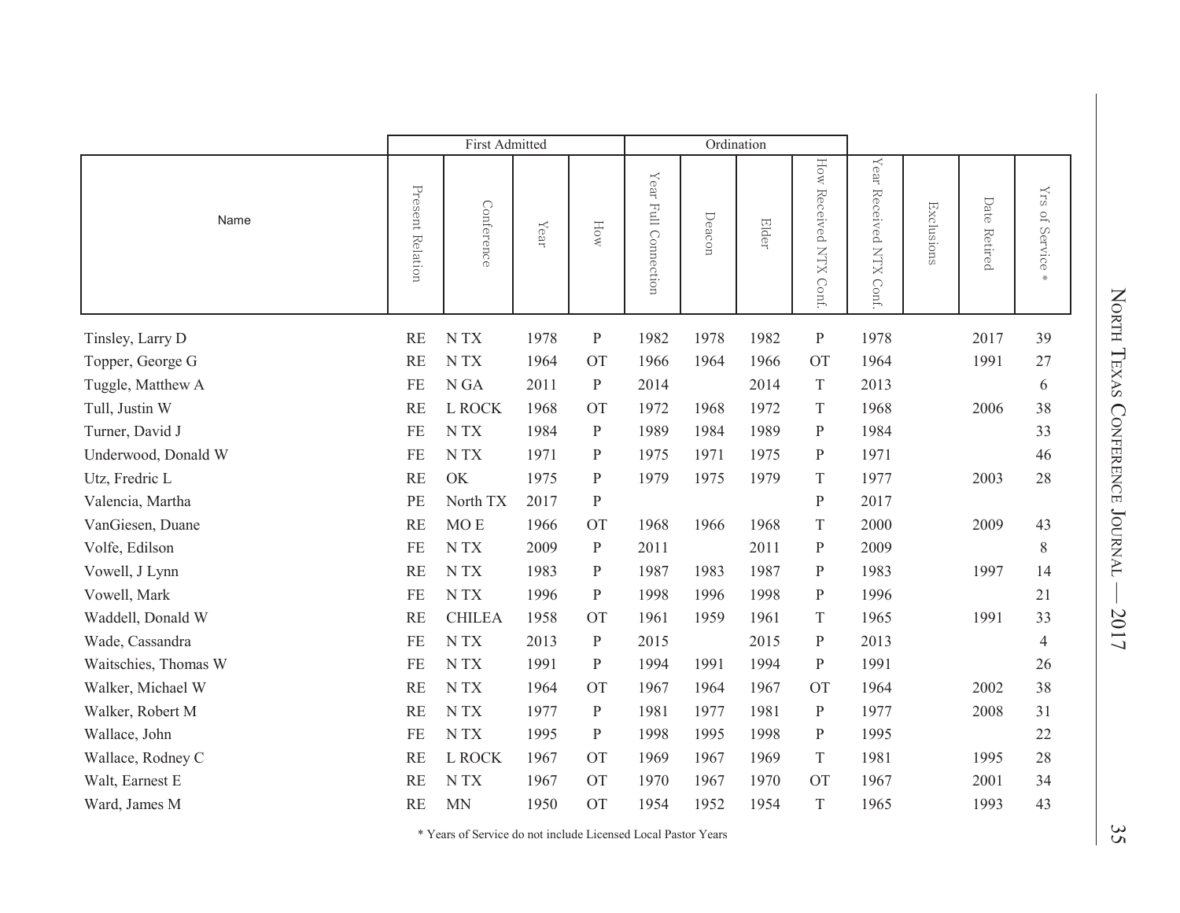| Name | Present Relation | First Admitted | | | Ordination | | | | | | | |
|---|---|---|---|---|---|---|---|---|---|---|---|---|
| | | Conference | Year | How | Year Full Connection | Deacon | Elder | How Received NTX Conf. | Year Received NTX Conf. | Exclusions | Date Retired | Yrs of Service * |
| Tinsley, Larry D | RE | N TX | 1978 | P | 1982 | 1978 | 1982 | P | 1978 | | 2017 | 39 |
| Topper, George G | RE | N TX | 1964 | OT | 1966 | 1964 | 1966 | OT | 1964 | | 1991 | 27 |
| Tuggle, Matthew A | FE | N GA | 2011 | P | 2014 | | 2014 | T | 2013 | | | 6 |
| Tull, Justin W | RE | L ROCK | 1968 | OT | 1972 | 1968 | 1972 | T | 1968 | | 2006 | 38 |
| Turner, David J | FE | N TX | 1984 | P | 1989 | 1984 | 1989 | P | 1984 | | | 33 |
| Underwood, Donald W | FE | N TX | 1971 | P | 1975 | 1971 | 1975 | P | 1971 | | | 46 |
| Utz, Fredric L | RE | OK | 1975 | P | 1979 | 1975 | 1979 | T | 1977 | | 2003 | 28 |
| Valencia, Martha | PE | North TX | 2017 | P | | | | P | 2017 | | | |
| VanGiesen, Duane | RE | MO E | 1966 | OT | 1968 | 1966 | 1968 | T | 2000 | | 2009 | 43 |
| Volfe, Edilson | FE | N TX | 2009 | P | 2011 | | 2011 | P | 2009 | | | 8 |
| Vowell, J Lynn | RE | N TX | 1983 | P | 1987 | 1983 | 1987 | P | 1983 | | 1997 | 14 |
| Vowell, Mark | FE | N TX | 1996 | P | 1998 | 1996 | 1998 | P | 1996 | | | 21 |
| Waddell, Donald W | RE | CHILEA | 1958 | OT | 1961 | 1959 | 1961 | T | 1965 | | 1991 | 33 |
| Wade, Cassandra | FE | N TX | 2013 | P | 2015 | | 2015 | P | 2013 | | | 4 |
| Waitschies, Thomas W | FE | N TX | 1991 | P | 1994 | 1991 | 1994 | P | 1991 | | | 26 |
| Walker, Michael W | RE | N TX | 1964 | OT | 1967 | 1964 | 1967 | OT | 1964 | | 2002 | 38 |
| Walker, Robert M | RE | N TX | 1977 | P | 1981 | 1977 | 1981 | P | 1977 | | 2008 | 31 |
| Wallace, John | FE | N TX | 1995 | P | 1998 | 1995 | 1998 | P | 1995 | | | 22 |
| Wallace, Rodney C | RE | L ROCK | 1967 | OT | 1969 | 1967 | 1969 | T | 1981 | | 1995 | 28 |
| Walt, Earnest E | RE | N TX | 1967 | OT | 1970 | 1967 | 1970 | OT | 1967 | | 2001 | 34 |
| Ward, James M | RE | MN | 1950 | OT | 1954 | 1952 | 1954 | T | 1965 | | 1993 | 43 |

* Years of Service do not include Licensed Local Pastor Years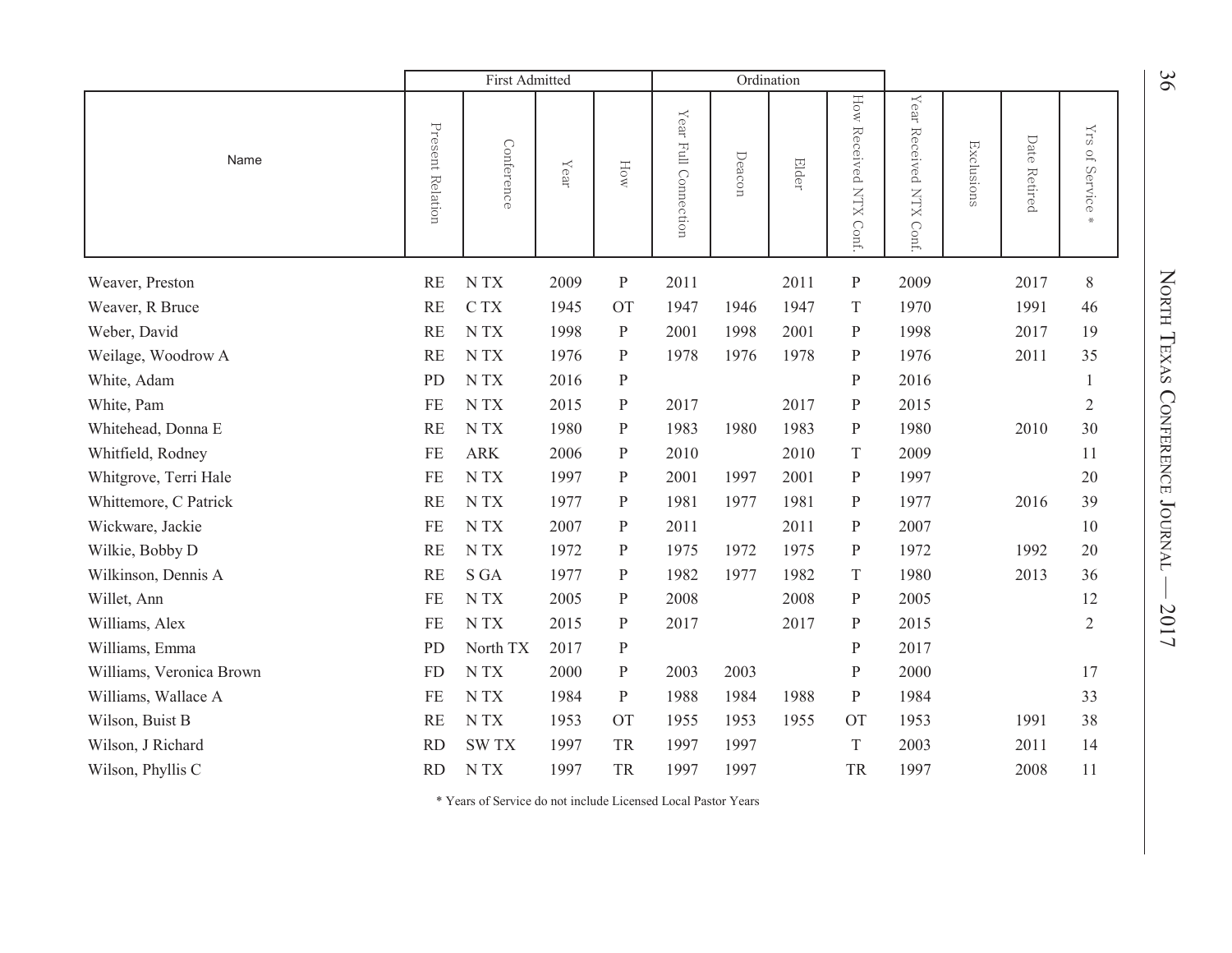| | First Admitted | | | | Ordination | | | | | | | |
|---|---|---|---|---|---|---|---|---|---|---|---|---|
| Name | Present Relation | Conference | Year | How | Year Full Connection | Deacon | Elder | How Received NTX Conf. | Year Received NTX Conf. | Exclusions | Date Retired | Yrs of Service * |
| Weaver, Preston | RE | N TX | 2009 | P | 2011 | | 2011 | P | 2009 | | 2017 | 8 |
| Weaver, R Bruce | RE | C TX | 1945 | OT | 1947 | 1946 | 1947 | T | 1970 | | 1991 | 46 |
| Weber, David | RE | N TX | 1998 | P | 2001 | 1998 | 2001 | P | 1998 | | 2017 | 19 |
| Weilage, Woodrow A | RE | N TX | 1976 | P | 1978 | 1976 | 1978 | P | 1976 | | 2011 | 35 |
| White, Adam | PD | N TX | 2016 | P | | | | P | 2016 | | | 1 |
| White, Pam | FE | N TX | 2015 | P | 2017 | | 2017 | P | 2015 | | | 2 |
| Whitehead, Donna E | RE | N TX | 1980 | P | 1983 | 1980 | 1983 | P | 1980 | | 2010 | 30 |
| Whitfield, Rodney | FE | ARK | 2006 | P | 2010 | | 2010 | T | 2009 | | | 11 |
| Whitgrove, Terri Hale | FE | N TX | 1997 | P | 2001 | 1997 | 2001 | P | 1997 | | | 20 |
| Whittemore, C Patrick | RE | N TX | 1977 | P | 1981 | 1977 | 1981 | P | 1977 | | 2016 | 39 |
| Wickware, Jackie | FE | N TX | 2007 | P | 2011 | | 2011 | P | 2007 | | | 10 |
| Wilkie, Bobby D | RE | N TX | 1972 | P | 1975 | 1972 | 1975 | P | 1972 | | 1992 | 20 |
| Wilkinson, Dennis A | RE | S GA | 1977 | P | 1982 | 1977 | 1982 | T | 1980 | | 2013 | 36 |
| Willet, Ann | FE | N TX | 2005 | P | 2008 | | 2008 | P | 2005 | | | 12 |
| Williams, Alex | FE | N TX | 2015 | P | 2017 | | 2017 | P | 2015 | | | 2 |
| Williams, Emma | PD | North TX | 2017 | P | | | | P | 2017 | | | |
| Williams, Veronica Brown | FD | N TX | 2000 | P | 2003 | 2003 | | P | 2000 | | | 17 |
| Williams, Wallace A | FE | N TX | 1984 | P | 1988 | 1984 | 1988 | P | 1984 | | | 33 |
| Wilson, Buist B | RE | N TX | 1953 | OT | 1955 | 1953 | 1955 | OT | 1953 | | 1991 | 38 |
| Wilson, J Richard | RD | SW TX | 1997 | TR | 1997 | 1997 | | T | 2003 | | 2011 | 14 |
| Wilson, Phyllis C | RD | N TX | 1997 | TR | 1997 | 1997 | | TR | 1997 | | 2008 | 11 |

\* Years of Service do not include Licensed Local Pastor Years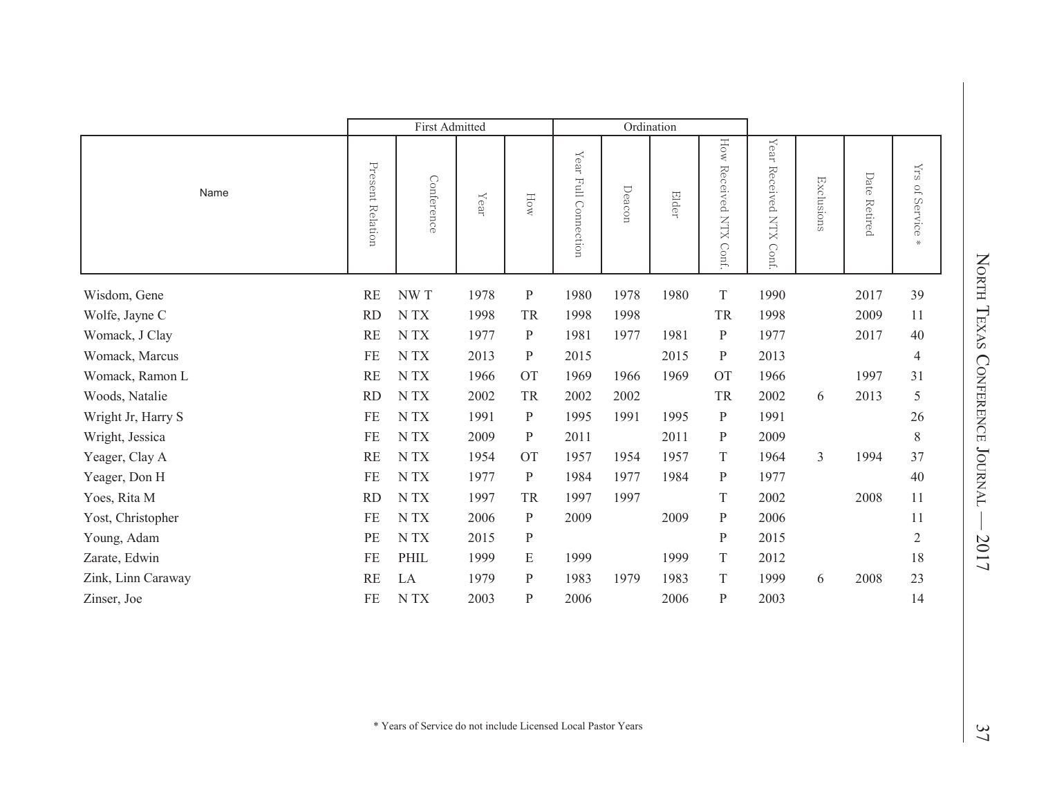| | First Admitted | | | | Ordination | | | | | | | |
|---|---|---|---|---|---|---|---|---|---|---|---|---|
| Name | Present Relation | Conference | Year | How | Year Full Connection | Deacon | Elder | How Received NTX Conf. | Year Received NTX Conf. | Exclusions | Date Retired | Yrs of Service * |
| Wisdom, Gene | RE | NW T | 1978 | P | 1980 | 1978 | 1980 | T | 1990 | | 2017 | 39 |
| Wolfe, Jayne C | RD | N TX | 1998 | TR | 1998 | 1998 | | TR | 1998 | | 2009 | 11 |
| Womack, J Clay | RE | N TX | 1977 | P | 1981 | 1977 | 1981 | P | 1977 | | 2017 | 40 |
| Womack, Marcus | FE | N TX | 2013 | P | 2015 | | 2015 | P | 2013 | | | 4 |
| Womack, Ramon L | RE | N TX | 1966 | OT | 1969 | 1966 | 1969 | OT | 1966 | | 1997 | 31 |
| Woods, Natalie | RD | N TX | 2002 | TR | 2002 | 2002 | | TR | 2002 | 6 | 2013 | 5 |
| Wright Jr, Harry S | FE | N TX | 1991 | P | 1995 | 1991 | 1995 | P | 1991 | | | 26 |
| Wright, Jessica | FE | N TX | 2009 | P | 2011 | | 2011 | P | 2009 | | | 8 |
| Yeager, Clay A | RE | N TX | 1954 | OT | 1957 | 1954 | 1957 | T | 1964 | 3 | 1994 | 37 |
| Yeager, Don H | FE | N TX | 1977 | P | 1984 | 1977 | 1984 | P | 1977 | | | 40 |
| Yoes, Rita M | RD | N TX | 1997 | TR | 1997 | 1997 | | T | 2002 | | 2008 | 11 |
| Yost, Christopher | FE | N TX | 2006 | P | 2009 | | 2009 | P | 2006 | | | 11 |
| Young, Adam | PE | N TX | 2015 | P | | | | P | 2015 | | | 2 |
| Zarate, Edwin | FE | PHIL | 1999 | E | 1999 | | 1999 | T | 2012 | | | 18 |
| Zink, Linn Caraway | RE | LA | 1979 | P | 1983 | 1979 | 1983 | T | 1999 | 6 | 2008 | 23 |
| Zinser, Joe | FE | N TX | 2003 | P | 2006 | | 2006 | P | 2003 | | | 14 |

* Years of Service do not include Licensed Local Pastor Years